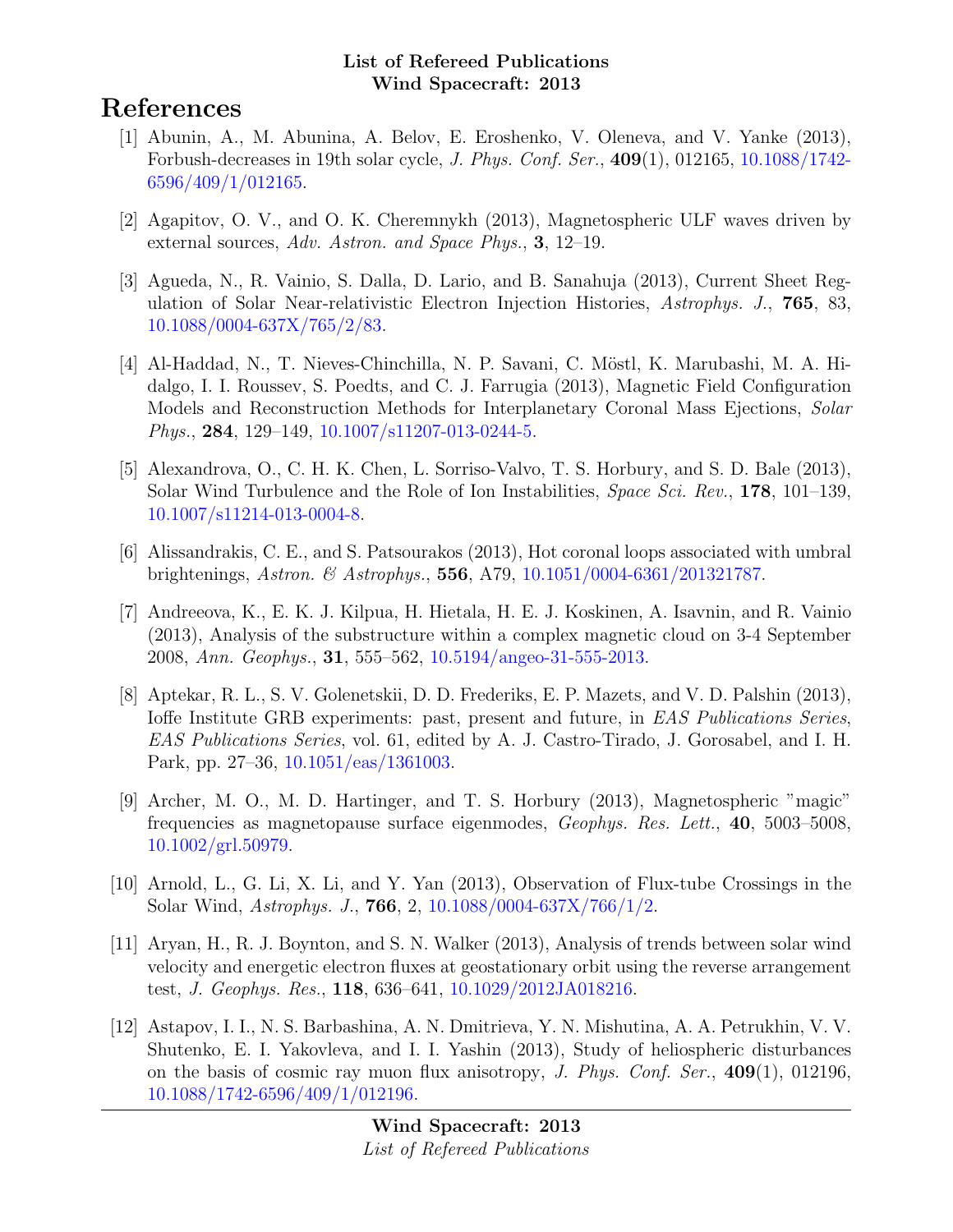**List of Refereed Publications**
**Wind Spacecraft: 2013**

# References

[1] Abunin, A., M. Abunina, A. Belov, E. Eroshenko, V. Oleneva, and V. Yanke (2013), Forbush-decreases in 19th solar cycle, *J. Phys. Conf. Ser.*, **409**(1), 012165, 10.1088/1742-6596/409/1/012165.

[2] Agapitov, O. V., and O. K. Cheremnykh (2013), Magnetospheric ULF waves driven by external sources, *Adv. Astron. and Space Phys.*, **3**, 12–19.

[3] Agueda, N., R. Vainio, S. Dalla, D. Lario, and B. Sanahuja (2013), Current Sheet Regulation of Solar Near-relativistic Electron Injection Histories, *Astrophys. J.*, **765**, 83, 10.1088/0004-637X/765/2/83.

[4] Al-Haddad, N., T. Nieves-Chinchilla, N. P. Savani, C. Möstl, K. Marubashi, M. A. Hidalgo, I. I. Roussev, S. Poedts, and C. J. Farrugia (2013), Magnetic Field Configuration Models and Reconstruction Methods for Interplanetary Coronal Mass Ejections, *Solar Phys.*, **284**, 129–149, 10.1007/s11207-013-0244-5.

[5] Alexandrova, O., C. H. K. Chen, L. Sorriso-Valvo, T. S. Horbury, and S. D. Bale (2013), Solar Wind Turbulence and the Role of Ion Instabilities, *Space Sci. Rev.*, **178**, 101–139, 10.1007/s11214-013-0004-8.

[6] Alissandrakis, C. E., and S. Patsourakos (2013), Hot coronal loops associated with umbral brightenings, *Astron. & Astrophys.*, **556**, A79, 10.1051/0004-6361/201321787.

[7] Andreeova, K., E. K. J. Kilpua, H. Hietala, H. E. J. Koskinen, A. Isavnin, and R. Vainio (2013), Analysis of the substructure within a complex magnetic cloud on 3-4 September 2008, *Ann. Geophys.*, **31**, 555–562, 10.5194/angeo-31-555-2013.

[8] Aptekar, R. L., S. V. Golenetskii, D. D. Frederiks, E. P. Mazets, and V. D. Palshin (2013), Ioffe Institute GRB experiments: past, present and future, in *EAS Publications Series*, *EAS Publications Series*, vol. 61, edited by A. J. Castro-Tirado, J. Gorosabel, and I. H. Park, pp. 27–36, 10.1051/eas/1361003.

[9] Archer, M. O., M. D. Hartinger, and T. S. Horbury (2013), Magnetospheric "magic" frequencies as magnetopause surface eigenmodes, *Geophys. Res. Lett.*, **40**, 5003–5008, 10.1002/grl.50979.

[10] Arnold, L., G. Li, X. Li, and Y. Yan (2013), Observation of Flux-tube Crossings in the Solar Wind, *Astrophys. J.*, **766**, 2, 10.1088/0004-637X/766/1/2.

[11] Aryan, H., R. J. Boynton, and S. N. Walker (2013), Analysis of trends between solar wind velocity and energetic electron fluxes at geostationary orbit using the reverse arrangement test, *J. Geophys. Res.*, **118**, 636–641, 10.1029/2012JA018216.

[12] Astapov, I. I., N. S. Barbashina, A. N. Dmitrieva, Y. N. Mishutina, A. A. Petrukhin, V. V. Shutenko, E. I. Yakovleva, and I. I. Yashin (2013), Study of heliospheric disturbances on the basis of cosmic ray muon flux anisotropy, *J. Phys. Conf. Ser.*, **409**(1), 012196, 10.1088/1742-6596/409/1/012196.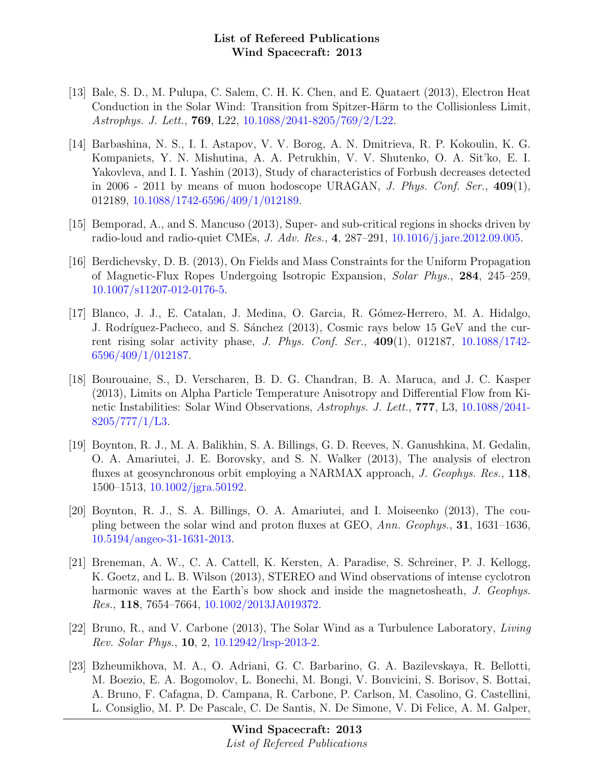[13] Bale, S. D., M. Pulupa, C. Salem, C. H. K. Chen, and E. Quataert (2013), Electron Heat Conduction in the Solar Wind: Transition from Spitzer-Härm to the Collisionless Limit, *Astrophys. J. Lett.*, **769**, L22, 10.1088/2041-8205/769/2/L22.

[14] Barbashina, N. S., I. I. Astapov, V. V. Borog, A. N. Dmitrieva, R. P. Kokoulin, K. G. Kompaniets, Y. N. Mishutina, A. A. Petrukhin, V. V. Shutenko, O. A. Sit'ko, E. I. Yakovleva, and I. I. Yashin (2013), Study of characteristics of Forbush decreases detected in 2006 - 2011 by means of muon hodoscope URAGAN, *J. Phys. Conf. Ser.*, **409**(1), 012189, 10.1088/1742-6596/409/1/012189.

[15] Bemporad, A., and S. Mancuso (2013), Super- and sub-critical regions in shocks driven by radio-loud and radio-quiet CMEs, *J. Adv. Res.*, **4**, 287–291, 10.1016/j.jare.2012.09.005.

[16] Berdichevsky, D. B. (2013), On Fields and Mass Constraints for the Uniform Propagation of Magnetic-Flux Ropes Undergoing Isotropic Expansion, *Solar Phys.*, **284**, 245–259, 10.1007/s11207-012-0176-5.

[17] Blanco, J. J., E. Catalan, J. Medina, O. Garcia, R. Gómez-Herrero, M. A. Hidalgo, J. Rodríguez-Pacheco, and S. Sánchez (2013), Cosmic rays below 15 GeV and the current rising solar activity phase, *J. Phys. Conf. Ser.*, **409**(1), 012187, 10.1088/1742-6596/409/1/012187.

[18] Bourouaine, S., D. Verscharen, B. D. G. Chandran, B. A. Maruca, and J. C. Kasper (2013), Limits on Alpha Particle Temperature Anisotropy and Differential Flow from Kinetic Instabilities: Solar Wind Observations, *Astrophys. J. Lett.*, **777**, L3, 10.1088/2041-8205/777/1/L3.

[19] Boynton, R. J., M. A. Balikhin, S. A. Billings, G. D. Reeves, N. Ganushkina, M. Gedalin, O. A. Amariutei, J. E. Borovsky, and S. N. Walker (2013), The analysis of electron fluxes at geosynchronous orbit employing a NARMAX approach, *J. Geophys. Res.*, **118**, 1500–1513, 10.1002/jgra.50192.

[20] Boynton, R. J., S. A. Billings, O. A. Amariutei, and I. Moiseenko (2013), The coupling between the solar wind and proton fluxes at GEO, *Ann. Geophys.*, **31**, 1631–1636, 10.5194/angeo-31-1631-2013.

[21] Breneman, A. W., C. A. Cattell, K. Kersten, A. Paradise, S. Schreiner, P. J. Kellogg, K. Goetz, and L. B. Wilson (2013), STEREO and Wind observations of intense cyclotron harmonic waves at the Earth's bow shock and inside the magnetosheath, *J. Geophys. Res.*, **118**, 7654–7664, 10.1002/2013JA019372.

[22] Bruno, R., and V. Carbone (2013), The Solar Wind as a Turbulence Laboratory, *Living Rev. Solar Phys.*, **10**, 2, 10.12942/lrsp-2013-2.

[23] Bzheumikhova, M. A., O. Adriani, G. C. Barbarino, G. A. Bazilevskaya, R. Bellotti, M. Boezio, E. A. Bogomolov, L. Bonechi, M. Bongi, V. Bonvicini, S. Borisov, S. Bottai, A. Bruno, F. Cafagna, D. Campana, R. Carbone, P. Carlson, M. Casolino, G. Castellini, L. Consiglio, M. P. De Pascale, C. De Santis, N. De Simone, V. Di Felice, A. M. Galper,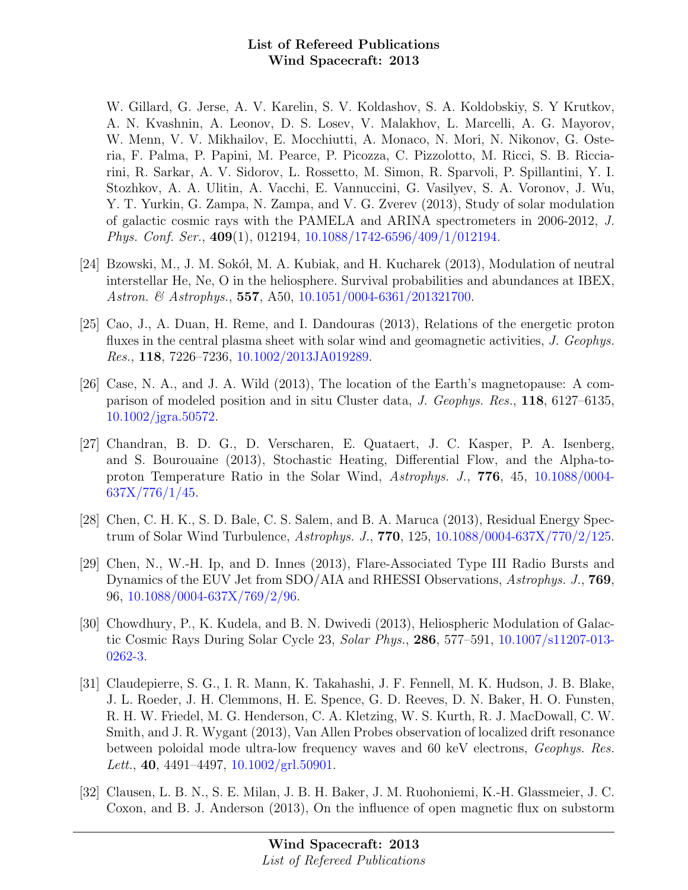W. Gillard, G. Jerse, A. V. Karelin, S. V. Koldashov, S. A. Koldobskiy, S. Y Krutkov, A. N. Kvashnin, A. Leonov, D. S. Losev, V. Malakhov, L. Marcelli, A. G. Mayorov, W. Menn, V. V. Mikhailov, E. Mocchiutti, A. Monaco, N. Mori, N. Nikonov, G. Osteria, F. Palma, P. Papini, M. Pearce, P. Picozza, C. Pizzolotto, M. Ricci, S. B. Ricciarini, R. Sarkar, A. V. Sidorov, L. Rossetto, M. Simon, R. Sparvoli, P. Spillantini, Y. I. Stozhkov, A. A. Ulitin, A. Vacchi, E. Vannuccini, G. Vasilyev, S. A. Voronov, J. Wu, Y. T. Yurkin, G. Zampa, N. Zampa, and V. G. Zverev (2013), Study of solar modulation of galactic cosmic rays with the PAMELA and ARINA spectrometers in 2006-2012, *J. Phys. Conf. Ser.*, **409**(1), 012194, 10.1088/1742-6596/409/1/012194.

[24] Bzowski, M., J. M. Sokół, M. A. Kubiak, and H. Kucharek (2013), Modulation of neutral interstellar He, Ne, O in the heliosphere. Survival probabilities and abundances at IBEX, *Astron. & Astrophys.*, **557**, A50, 10.1051/0004-6361/201321700.

[25] Cao, J., A. Duan, H. Reme, and I. Dandouras (2013), Relations of the energetic proton fluxes in the central plasma sheet with solar wind and geomagnetic activities, *J. Geophys. Res.*, **118**, 7226–7236, 10.1002/2013JA019289.

[26] Case, N. A., and J. A. Wild (2013), The location of the Earth's magnetopause: A comparison of modeled position and in situ Cluster data, *J. Geophys. Res.*, **118**, 6127–6135, 10.1002/jgra.50572.

[27] Chandran, B. D. G., D. Verscharen, E. Quataert, J. C. Kasper, P. A. Isenberg, and S. Bourouaine (2013), Stochastic Heating, Differential Flow, and the Alpha-to-proton Temperature Ratio in the Solar Wind, *Astrophys. J.*, **776**, 45, 10.1088/0004-637X/776/1/45.

[28] Chen, C. H. K., S. D. Bale, C. S. Salem, and B. A. Maruca (2013), Residual Energy Spectrum of Solar Wind Turbulence, *Astrophys. J.*, **770**, 125, 10.1088/0004-637X/770/2/125.

[29] Chen, N., W.-H. Ip, and D. Innes (2013), Flare-Associated Type III Radio Bursts and Dynamics of the EUV Jet from SDO/AIA and RHESSI Observations, *Astrophys. J.*, **769**, 96, 10.1088/0004-637X/769/2/96.

[30] Chowdhury, P., K. Kudela, and B. N. Dwivedi (2013), Heliospheric Modulation of Galactic Cosmic Rays During Solar Cycle 23, *Solar Phys.*, **286**, 577–591, 10.1007/s11207-013-0262-3.

[31] Claudepierre, S. G., I. R. Mann, K. Takahashi, J. F. Fennell, M. K. Hudson, J. B. Blake, J. L. Roeder, J. H. Clemmons, H. E. Spence, G. D. Reeves, D. N. Baker, H. O. Funsten, R. H. W. Friedel, M. G. Henderson, C. A. Kletzing, W. S. Kurth, R. J. MacDowall, C. W. Smith, and J. R. Wygant (2013), Van Allen Probes observation of localized drift resonance between poloidal mode ultra-low frequency waves and 60 keV electrons, *Geophys. Res. Lett.*, **40**, 4491–4497, 10.1002/grl.50901.

[32] Clausen, L. B. N., S. E. Milan, J. B. H. Baker, J. M. Ruohoniemi, K.-H. Glassmeier, J. C. Coxon, and B. J. Anderson (2013), On the influence of open magnetic flux on substorm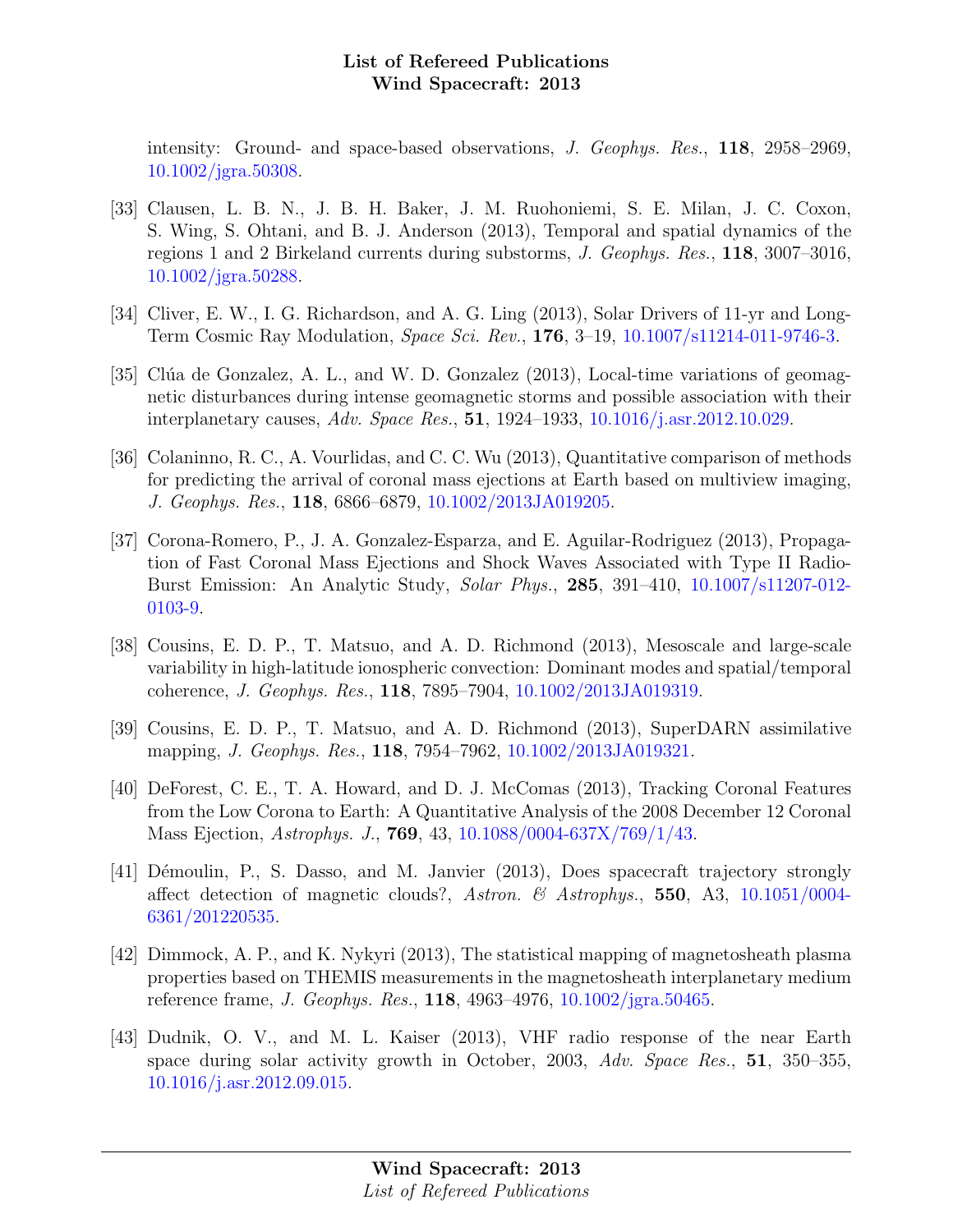intensity: Ground- and space-based observations, *J. Geophys. Res.*, **118**, 2958–2969, 10.1002/jgra.50308.

[33] Clausen, L. B. N., J. B. H. Baker, J. M. Ruohoniemi, S. E. Milan, J. C. Coxon, S. Wing, S. Ohtani, and B. J. Anderson (2013), Temporal and spatial dynamics of the regions 1 and 2 Birkeland currents during substorms, *J. Geophys. Res.*, **118**, 3007–3016, 10.1002/jgra.50288.

[34] Cliver, E. W., I. G. Richardson, and A. G. Ling (2013), Solar Drivers of 11-yr and Long-Term Cosmic Ray Modulation, *Space Sci. Rev.*, **176**, 3–19, 10.1007/s11214-011-9746-3.

[35] Clúa de Gonzalez, A. L., and W. D. Gonzalez (2013), Local-time variations of geomagnetic disturbances during intense geomagnetic storms and possible association with their interplanetary causes, *Adv. Space Res.*, **51**, 1924–1933, 10.1016/j.asr.2012.10.029.

[36] Colaninno, R. C., A. Vourlidas, and C. C. Wu (2013), Quantitative comparison of methods for predicting the arrival of coronal mass ejections at Earth based on multiview imaging, *J. Geophys. Res.*, **118**, 6866–6879, 10.1002/2013JA019205.

[37] Corona-Romero, P., J. A. Gonzalez-Esparza, and E. Aguilar-Rodriguez (2013), Propagation of Fast Coronal Mass Ejections and Shock Waves Associated with Type II Radio-Burst Emission: An Analytic Study, *Solar Phys.*, **285**, 391–410, 10.1007/s11207-012-0103-9.

[38] Cousins, E. D. P., T. Matsuo, and A. D. Richmond (2013), Mesoscale and large-scale variability in high-latitude ionospheric convection: Dominant modes and spatial/temporal coherence, *J. Geophys. Res.*, **118**, 7895–7904, 10.1002/2013JA019319.

[39] Cousins, E. D. P., T. Matsuo, and A. D. Richmond (2013), SuperDARN assimilative mapping, *J. Geophys. Res.*, **118**, 7954–7962, 10.1002/2013JA019321.

[40] DeForest, C. E., T. A. Howard, and D. J. McComas (2013), Tracking Coronal Features from the Low Corona to Earth: A Quantitative Analysis of the 2008 December 12 Coronal Mass Ejection, *Astrophys. J.*, **769**, 43, 10.1088/0004-637X/769/1/43.

[41] Démoulin, P., S. Dasso, and M. Janvier (2013), Does spacecraft trajectory strongly affect detection of magnetic clouds?, *Astron. & Astrophys.*, **550**, A3, 10.1051/0004-6361/201220535.

[42] Dimmock, A. P., and K. Nykyri (2013), The statistical mapping of magnetosheath plasma properties based on THEMIS measurements in the magnetosheath interplanetary medium reference frame, *J. Geophys. Res.*, **118**, 4963–4976, 10.1002/jgra.50465.

[43] Dudnik, O. V., and M. L. Kaiser (2013), VHF radio response of the near Earth space during solar activity growth in October, 2003, *Adv. Space Res.*, **51**, 350–355, 10.1016/j.asr.2012.09.015.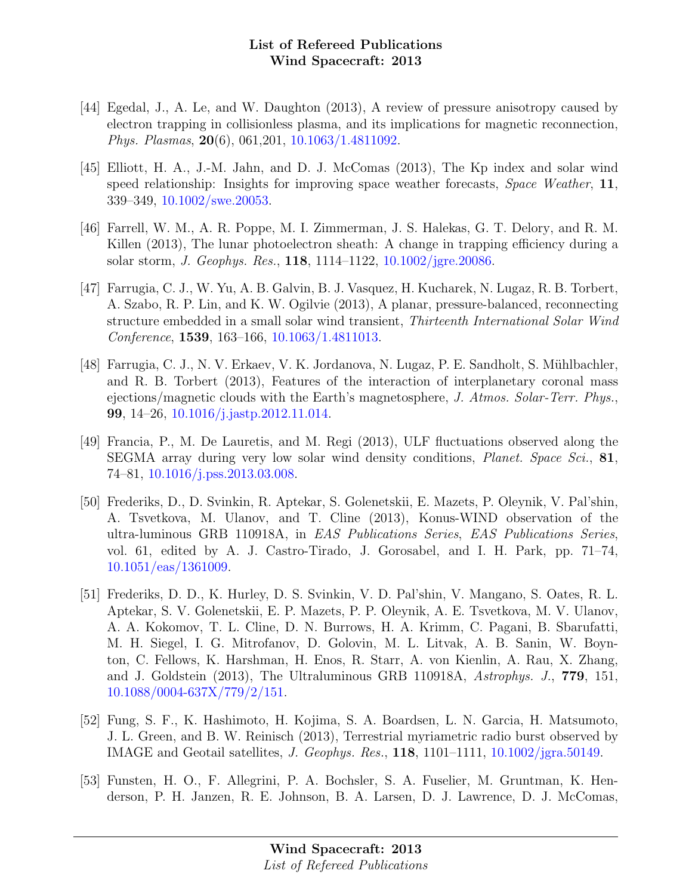[44] Egedal, J., A. Le, and W. Daughton (2013), A review of pressure anisotropy caused by electron trapping in collisionless plasma, and its implications for magnetic reconnection, *Phys. Plasmas*, **20**(6), 061,201, 10.1063/1.4811092.

[45] Elliott, H. A., J.-M. Jahn, and D. J. McComas (2013), The Kp index and solar wind speed relationship: Insights for improving space weather forecasts, *Space Weather*, **11**, 339–349, 10.1002/swe.20053.

[46] Farrell, W. M., A. R. Poppe, M. I. Zimmerman, J. S. Halekas, G. T. Delory, and R. M. Killen (2013), The lunar photoelectron sheath: A change in trapping efficiency during a solar storm, *J. Geophys. Res.*, **118**, 1114–1122, 10.1002/jgre.20086.

[47] Farrugia, C. J., W. Yu, A. B. Galvin, B. J. Vasquez, H. Kucharek, N. Lugaz, R. B. Torbert, A. Szabo, R. P. Lin, and K. W. Ogilvie (2013), A planar, pressure-balanced, reconnecting structure embedded in a small solar wind transient, *Thirteenth International Solar Wind Conference*, **1539**, 163–166, 10.1063/1.4811013.

[48] Farrugia, C. J., N. V. Erkaev, V. K. Jordanova, N. Lugaz, P. E. Sandholt, S. Mühlbachler, and R. B. Torbert (2013), Features of the interaction of interplanetary coronal mass ejections/magnetic clouds with the Earth's magnetosphere, *J. Atmos. Solar-Terr. Phys.*, **99**, 14–26, 10.1016/j.jastp.2012.11.014.

[49] Francia, P., M. De Lauretis, and M. Regi (2013), ULF fluctuations observed along the SEGMA array during very low solar wind density conditions, *Planet. Space Sci.*, **81**, 74–81, 10.1016/j.pss.2013.03.008.

[50] Frederiks, D., D. Svinkin, R. Aptekar, S. Golenetskii, E. Mazets, P. Oleynik, V. Pal'shin, A. Tsvetkova, M. Ulanov, and T. Cline (2013), Konus-WIND observation of the ultra-luminous GRB 110918A, in *EAS Publications Series*, *EAS Publications Series*, vol. 61, edited by A. J. Castro-Tirado, J. Gorosabel, and I. H. Park, pp. 71–74, 10.1051/eas/1361009.

[51] Frederiks, D. D., K. Hurley, D. S. Svinkin, V. D. Pal'shin, V. Mangano, S. Oates, R. L. Aptekar, S. V. Golenetskii, E. P. Mazets, P. P. Oleynik, A. E. Tsvetkova, M. V. Ulanov, A. A. Kokomov, T. L. Cline, D. N. Burrows, H. A. Krimm, C. Pagani, B. Sbarufatti, M. H. Siegel, I. G. Mitrofanov, D. Golovin, M. L. Litvak, A. B. Sanin, W. Boynton, C. Fellows, K. Harshman, H. Enos, R. Starr, A. von Kienlin, A. Rau, X. Zhang, and J. Goldstein (2013), The Ultraluminous GRB 110918A, *Astrophys. J.*, **779**, 151, 10.1088/0004-637X/779/2/151.

[52] Fung, S. F., K. Hashimoto, H. Kojima, S. A. Boardsen, L. N. Garcia, H. Matsumoto, J. L. Green, and B. W. Reinisch (2013), Terrestrial myriametric radio burst observed by IMAGE and Geotail satellites, *J. Geophys. Res.*, **118**, 1101–1111, 10.1002/jgra.50149.

[53] Funsten, H. O., F. Allegrini, P. A. Bochsler, S. A. Fuselier, M. Gruntman, K. Henderson, P. H. Janzen, R. E. Johnson, B. A. Larsen, D. J. Lawrence, D. J. McComas,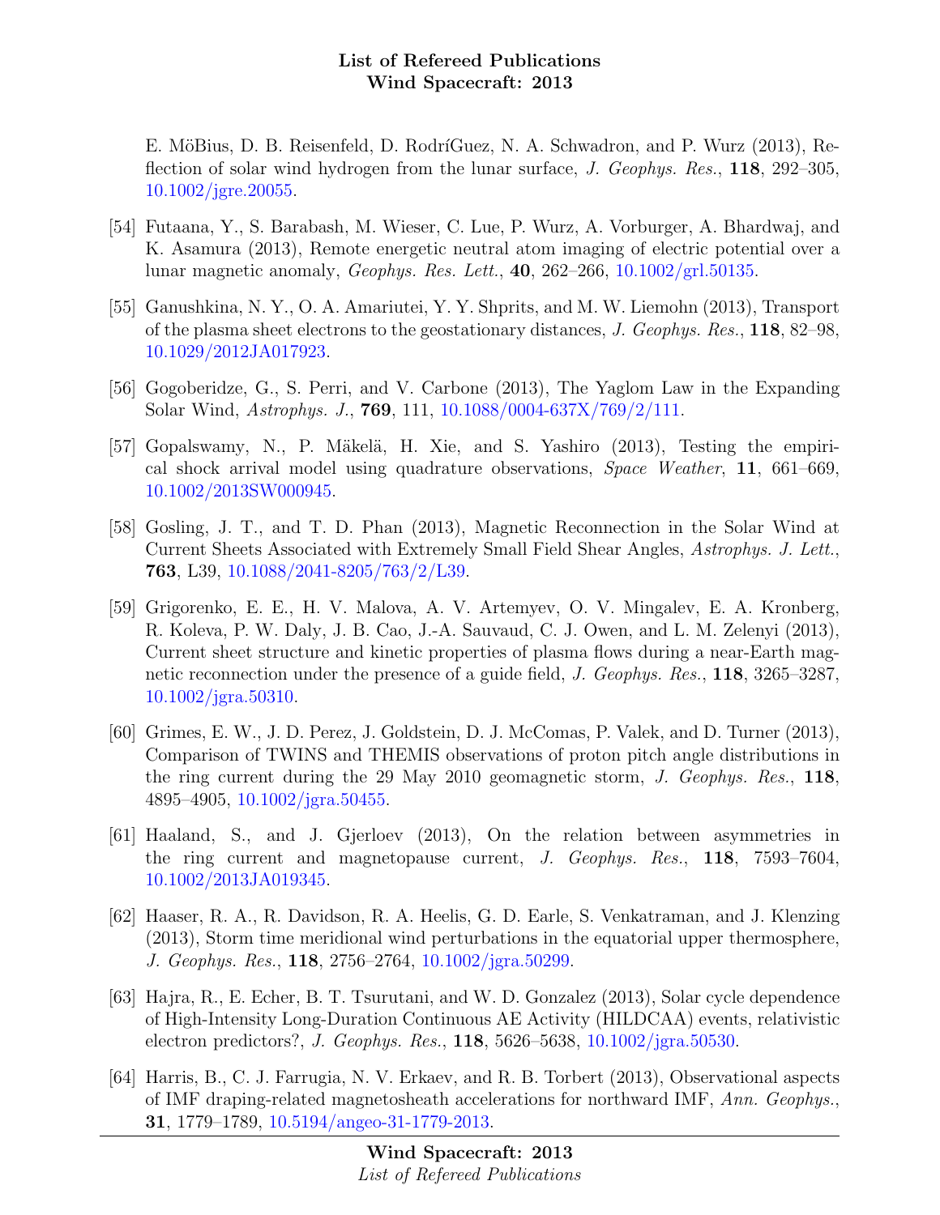E. MöBius, D. B. Reisenfeld, D. RodríGuez, N. A. Schwadron, and P. Wurz (2013), Reflection of solar wind hydrogen from the lunar surface, *J. Geophys. Res.*, **118**, 292–305, 10.1002/jgre.20055.

[54] Futaana, Y., S. Barabash, M. Wieser, C. Lue, P. Wurz, A. Vorburger, A. Bhardwaj, and K. Asamura (2013), Remote energetic neutral atom imaging of electric potential over a lunar magnetic anomaly, *Geophys. Res. Lett.*, **40**, 262–266, 10.1002/grl.50135.

[55] Ganushkina, N. Y., O. A. Amariutei, Y. Y. Shprits, and M. W. Liemohn (2013), Transport of the plasma sheet electrons to the geostationary distances, *J. Geophys. Res.*, **118**, 82–98, 10.1029/2012JA017923.

[56] Gogoberidze, G., S. Perri, and V. Carbone (2013), The Yaglom Law in the Expanding Solar Wind, *Astrophys. J.*, **769**, 111, 10.1088/0004-637X/769/2/111.

[57] Gopalswamy, N., P. Mäkelä, H. Xie, and S. Yashiro (2013), Testing the empirical shock arrival model using quadrature observations, *Space Weather*, **11**, 661–669, 10.1002/2013SW000945.

[58] Gosling, J. T., and T. D. Phan (2013), Magnetic Reconnection in the Solar Wind at Current Sheets Associated with Extremely Small Field Shear Angles, *Astrophys. J. Lett.*, **763**, L39, 10.1088/2041-8205/763/2/L39.

[59] Grigorenko, E. E., H. V. Malova, A. V. Artemyev, O. V. Mingalev, E. A. Kronberg, R. Koleva, P. W. Daly, J. B. Cao, J.-A. Sauvaud, C. J. Owen, and L. M. Zelenyi (2013), Current sheet structure and kinetic properties of plasma flows during a near-Earth magnetic reconnection under the presence of a guide field, *J. Geophys. Res.*, **118**, 3265–3287, 10.1002/jgra.50310.

[60] Grimes, E. W., J. D. Perez, J. Goldstein, D. J. McComas, P. Valek, and D. Turner (2013), Comparison of TWINS and THEMIS observations of proton pitch angle distributions in the ring current during the 29 May 2010 geomagnetic storm, *J. Geophys. Res.*, **118**, 4895–4905, 10.1002/jgra.50455.

[61] Haaland, S., and J. Gjerloev (2013), On the relation between asymmetries in the ring current and magnetopause current, *J. Geophys. Res.*, **118**, 7593–7604, 10.1002/2013JA019345.

[62] Haaser, R. A., R. Davidson, R. A. Heelis, G. D. Earle, S. Venkatraman, and J. Klenzing (2013), Storm time meridional wind perturbations in the equatorial upper thermosphere, *J. Geophys. Res.*, **118**, 2756–2764, 10.1002/jgra.50299.

[63] Hajra, R., E. Echer, B. T. Tsurutani, and W. D. Gonzalez (2013), Solar cycle dependence of High-Intensity Long-Duration Continuous AE Activity (HILDCAA) events, relativistic electron predictors?, *J. Geophys. Res.*, **118**, 5626–5638, 10.1002/jgra.50530.

[64] Harris, B., C. J. Farrugia, N. V. Erkaev, and R. B. Torbert (2013), Observational aspects of IMF draping-related magnetosheath accelerations for northward IMF, *Ann. Geophys.*, **31**, 1779–1789, 10.5194/angeo-31-1779-2013.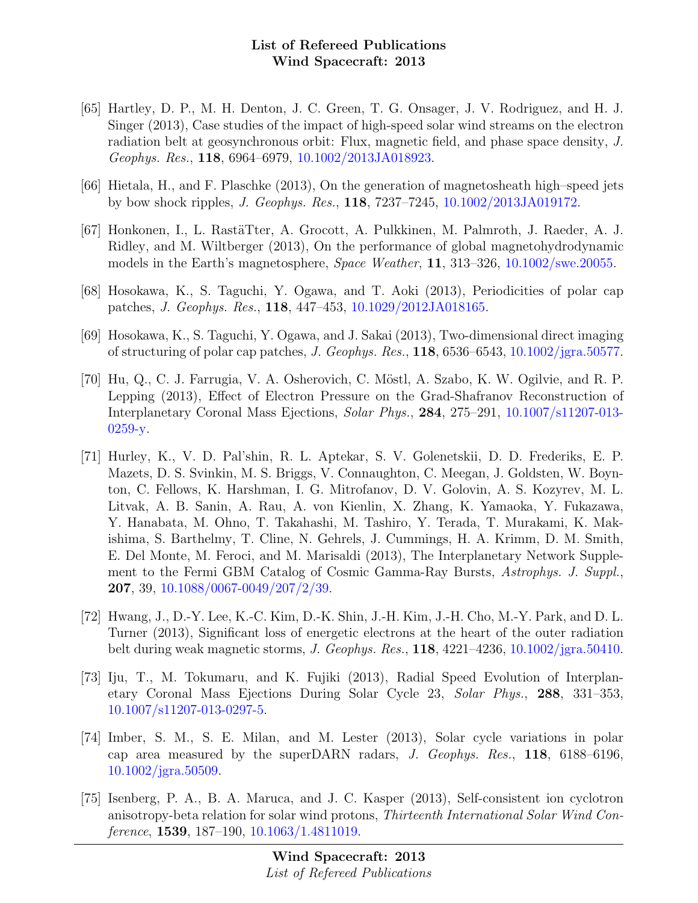[65] Hartley, D. P., M. H. Denton, J. C. Green, T. G. Onsager, J. V. Rodriguez, and H. J. Singer (2013), Case studies of the impact of high-speed solar wind streams on the electron radiation belt at geosynchronous orbit: Flux, magnetic field, and phase space density, *J. Geophys. Res.*, **118**, 6964–6979, 10.1002/2013JA018923.

[66] Hietala, H., and F. Plaschke (2013), On the generation of magnetosheath high–speed jets by bow shock ripples, *J. Geophys. Res.*, **118**, 7237–7245, 10.1002/2013JA019172.

[67] Honkonen, I., L. RastäTter, A. Grocott, A. Pulkkinen, M. Palmroth, J. Raeder, A. J. Ridley, and M. Wiltberger (2013), On the performance of global magnetohydrodynamic models in the Earth's magnetosphere, *Space Weather*, **11**, 313–326, 10.1002/swe.20055.

[68] Hosokawa, K., S. Taguchi, Y. Ogawa, and T. Aoki (2013), Periodicities of polar cap patches, *J. Geophys. Res.*, **118**, 447–453, 10.1029/2012JA018165.

[69] Hosokawa, K., S. Taguchi, Y. Ogawa, and J. Sakai (2013), Two-dimensional direct imaging of structuring of polar cap patches, *J. Geophys. Res.*, **118**, 6536–6543, 10.1002/jgra.50577.

[70] Hu, Q., C. J. Farrugia, V. A. Osherovich, C. Möstl, A. Szabo, K. W. Ogilvie, and R. P. Lepping (2013), Effect of Electron Pressure on the Grad-Shafranov Reconstruction of Interplanetary Coronal Mass Ejections, *Solar Phys.*, **284**, 275–291, 10.1007/s11207-013-0259-y.

[71] Hurley, K., V. D. Pal'shin, R. L. Aptekar, S. V. Golenetskii, D. D. Frederiks, E. P. Mazets, D. S. Svinkin, M. S. Briggs, V. Connaughton, C. Meegan, J. Goldsten, W. Boynton, C. Fellows, K. Harshman, I. G. Mitrofanov, D. V. Golovin, A. S. Kozyrev, M. L. Litvak, A. B. Sanin, A. Rau, A. von Kienlin, X. Zhang, K. Yamaoka, Y. Fukazawa, Y. Hanabata, M. Ohno, T. Takahashi, M. Tashiro, Y. Terada, T. Murakami, K. Makishima, S. Barthelmy, T. Cline, N. Gehrels, J. Cummings, H. A. Krimm, D. M. Smith, E. Del Monte, M. Feroci, and M. Marisaldi (2013), The Interplanetary Network Supplement to the Fermi GBM Catalog of Cosmic Gamma-Ray Bursts, *Astrophys. J. Suppl.*, **207**, 39, 10.1088/0067-0049/207/2/39.

[72] Hwang, J., D.-Y. Lee, K.-C. Kim, D.-K. Shin, J.-H. Kim, J.-H. Cho, M.-Y. Park, and D. L. Turner (2013), Significant loss of energetic electrons at the heart of the outer radiation belt during weak magnetic storms, *J. Geophys. Res.*, **118**, 4221–4236, 10.1002/jgra.50410.

[73] Iju, T., M. Tokumaru, and K. Fujiki (2013), Radial Speed Evolution of Interplanetary Coronal Mass Ejections During Solar Cycle 23, *Solar Phys.*, **288**, 331–353, 10.1007/s11207-013-0297-5.

[74] Imber, S. M., S. E. Milan, and M. Lester (2013), Solar cycle variations in polar cap area measured by the superDARN radars, *J. Geophys. Res.*, **118**, 6188–6196, 10.1002/jgra.50509.

[75] Isenberg, P. A., B. A. Maruca, and J. C. Kasper (2013), Self-consistent ion cyclotron anisotropy-beta relation for solar wind protons, *Thirteenth International Solar Wind Conference*, **1539**, 187–190, 10.1063/1.4811019.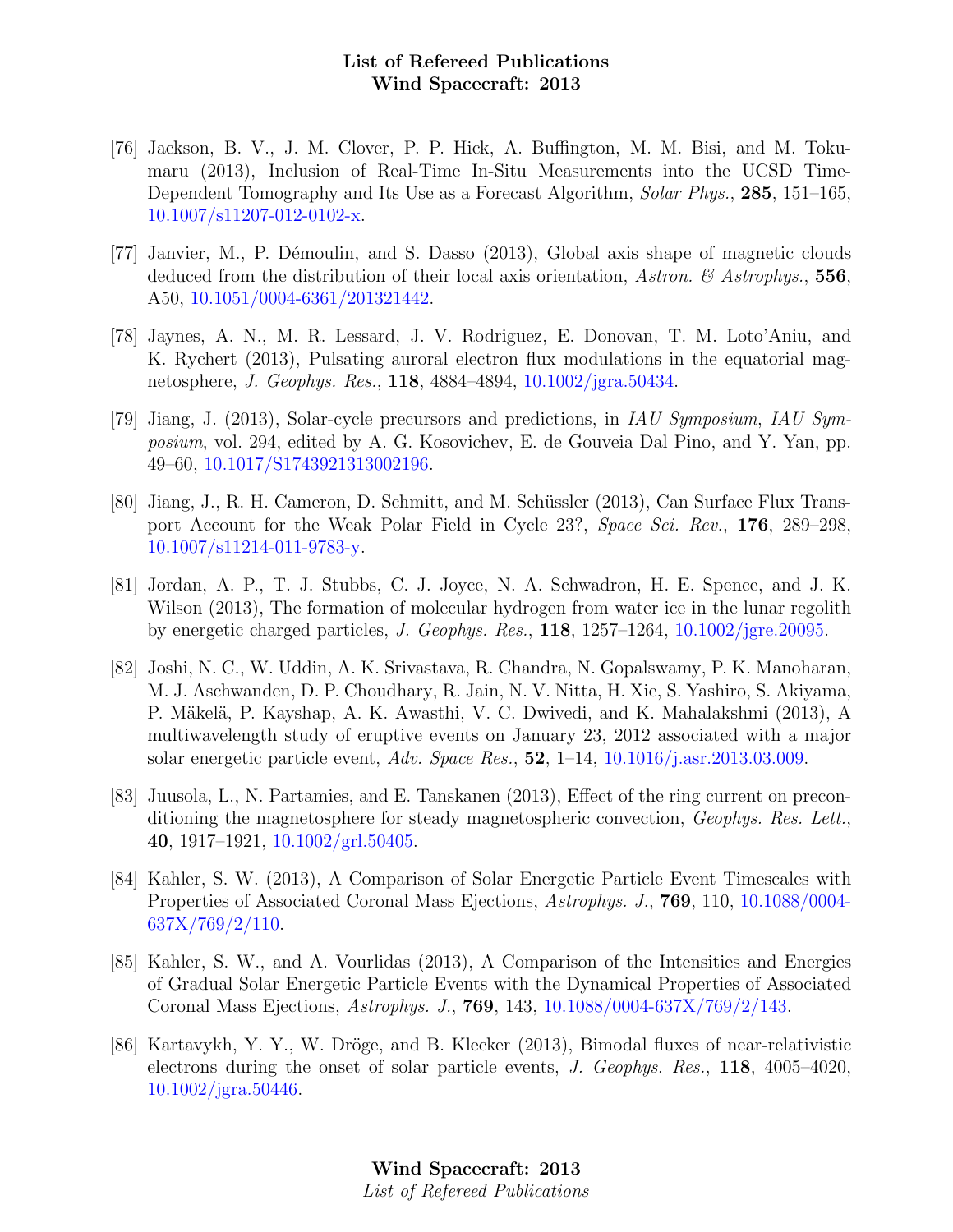[76] Jackson, B. V., J. M. Clover, P. P. Hick, A. Buffington, M. M. Bisi, and M. Tokumaru (2013), Inclusion of Real-Time In-Situ Measurements into the UCSD Time-Dependent Tomography and Its Use as a Forecast Algorithm, *Solar Phys.*, **285**, 151–165, 10.1007/s11207-012-0102-x.

[77] Janvier, M., P. Démoulin, and S. Dasso (2013), Global axis shape of magnetic clouds deduced from the distribution of their local axis orientation, *Astron. & Astrophys.*, **556**, A50, 10.1051/0004-6361/201321442.

[78] Jaynes, A. N., M. R. Lessard, J. V. Rodriguez, E. Donovan, T. M. Loto'Aniu, and K. Rychert (2013), Pulsating auroral electron flux modulations in the equatorial magnetosphere, *J. Geophys. Res.*, **118**, 4884–4894, 10.1002/jgra.50434.

[79] Jiang, J. (2013), Solar-cycle precursors and predictions, in *IAU Symposium*, *IAU Symposium*, vol. 294, edited by A. G. Kosovichev, E. de Gouveia Dal Pino, and Y. Yan, pp. 49–60, 10.1017/S1743921313002196.

[80] Jiang, J., R. H. Cameron, D. Schmitt, and M. Schüssler (2013), Can Surface Flux Transport Account for the Weak Polar Field in Cycle 23?, *Space Sci. Rev.*, **176**, 289–298, 10.1007/s11214-011-9783-y.

[81] Jordan, A. P., T. J. Stubbs, C. J. Joyce, N. A. Schwadron, H. E. Spence, and J. K. Wilson (2013), The formation of molecular hydrogen from water ice in the lunar regolith by energetic charged particles, *J. Geophys. Res.*, **118**, 1257–1264, 10.1002/jgre.20095.

[82] Joshi, N. C., W. Uddin, A. K. Srivastava, R. Chandra, N. Gopalswamy, P. K. Manoharan, M. J. Aschwanden, D. P. Choudhary, R. Jain, N. V. Nitta, H. Xie, S. Yashiro, S. Akiyama, P. Mäkelä, P. Kayshap, A. K. Awasthi, V. C. Dwivedi, and K. Mahalakshmi (2013), A multiwavelength study of eruptive events on January 23, 2012 associated with a major solar energetic particle event, *Adv. Space Res.*, **52**, 1–14, 10.1016/j.asr.2013.03.009.

[83] Juusola, L., N. Partamies, and E. Tanskanen (2013), Effect of the ring current on preconditioning the magnetosphere for steady magnetospheric convection, *Geophys. Res. Lett.*, **40**, 1917–1921, 10.1002/grl.50405.

[84] Kahler, S. W. (2013), A Comparison of Solar Energetic Particle Event Timescales with Properties of Associated Coronal Mass Ejections, *Astrophys. J.*, **769**, 110, 10.1088/0004-637X/769/2/110.

[85] Kahler, S. W., and A. Vourlidas (2013), A Comparison of the Intensities and Energies of Gradual Solar Energetic Particle Events with the Dynamical Properties of Associated Coronal Mass Ejections, *Astrophys. J.*, **769**, 143, 10.1088/0004-637X/769/2/143.

[86] Kartavykh, Y. Y., W. Dröge, and B. Klecker (2013), Bimodal fluxes of near-relativistic electrons during the onset of solar particle events, *J. Geophys. Res.*, **118**, 4005–4020, 10.1002/jgra.50446.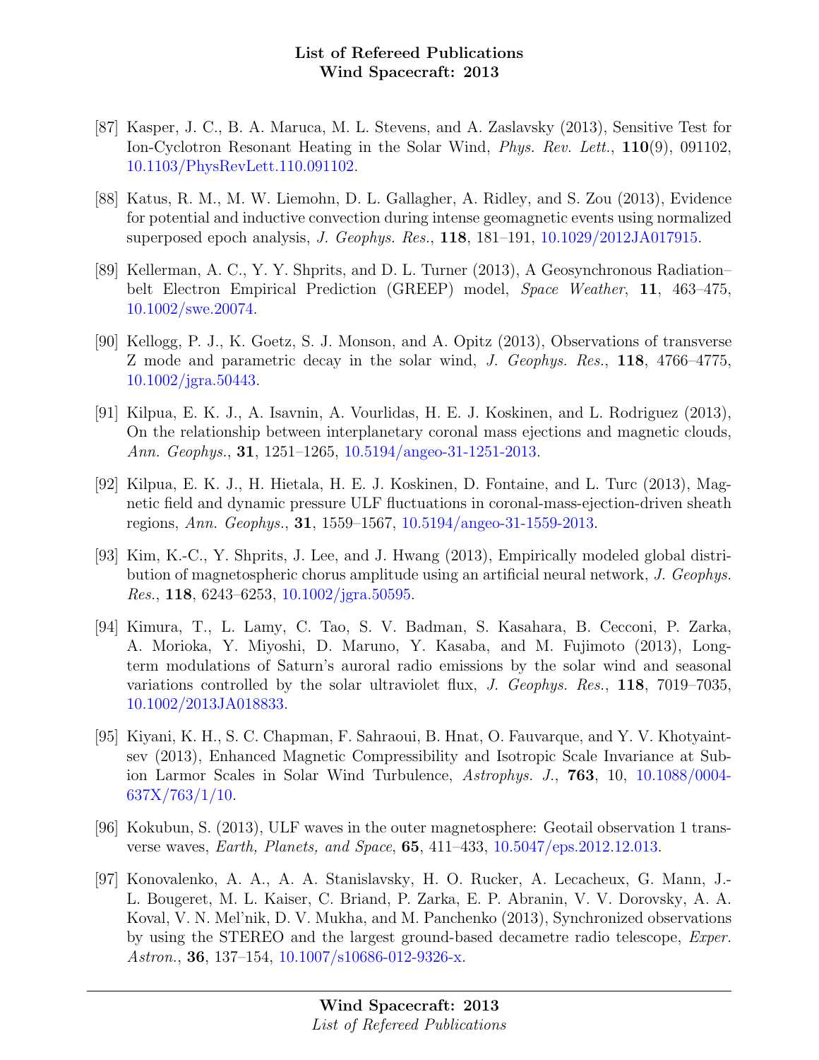[87] Kasper, J. C., B. A. Maruca, M. L. Stevens, and A. Zaslavsky (2013), Sensitive Test for Ion-Cyclotron Resonant Heating in the Solar Wind, *Phys. Rev. Lett.*, **110**(9), 091102, 10.1103/PhysRevLett.110.091102.

[88] Katus, R. M., M. W. Liemohn, D. L. Gallagher, A. Ridley, and S. Zou (2013), Evidence for potential and inductive convection during intense geomagnetic events using normalized superposed epoch analysis, *J. Geophys. Res.*, **118**, 181–191, 10.1029/2012JA017915.

[89] Kellerman, A. C., Y. Y. Shprits, and D. L. Turner (2013), A Geosynchronous Radiation–belt Electron Empirical Prediction (GREEP) model, *Space Weather*, **11**, 463–475, 10.1002/swe.20074.

[90] Kellogg, P. J., K. Goetz, S. J. Monson, and A. Opitz (2013), Observations of transverse Z mode and parametric decay in the solar wind, *J. Geophys. Res.*, **118**, 4766–4775, 10.1002/jgra.50443.

[91] Kilpua, E. K. J., A. Isavnin, A. Vourlidas, H. E. J. Koskinen, and L. Rodriguez (2013), On the relationship between interplanetary coronal mass ejections and magnetic clouds, *Ann. Geophys.*, **31**, 1251–1265, 10.5194/angeo-31-1251-2013.

[92] Kilpua, E. K. J., H. Hietala, H. E. J. Koskinen, D. Fontaine, and L. Turc (2013), Magnetic field and dynamic pressure ULF fluctuations in coronal-mass-ejection-driven sheath regions, *Ann. Geophys.*, **31**, 1559–1567, 10.5194/angeo-31-1559-2013.

[93] Kim, K.-C., Y. Shprits, J. Lee, and J. Hwang (2013), Empirically modeled global distribution of magnetospheric chorus amplitude using an artificial neural network, *J. Geophys. Res.*, **118**, 6243–6253, 10.1002/jgra.50595.

[94] Kimura, T., L. Lamy, C. Tao, S. V. Badman, S. Kasahara, B. Cecconi, P. Zarka, A. Morioka, Y. Miyoshi, D. Maruno, Y. Kasaba, and M. Fujimoto (2013), Long-term modulations of Saturn's auroral radio emissions by the solar wind and seasonal variations controlled by the solar ultraviolet flux, *J. Geophys. Res.*, **118**, 7019–7035, 10.1002/2013JA018833.

[95] Kiyani, K. H., S. C. Chapman, F. Sahraoui, B. Hnat, O. Fauvarque, and Y. V. Khotyaintsev (2013), Enhanced Magnetic Compressibility and Isotropic Scale Invariance at Sub-ion Larmor Scales in Solar Wind Turbulence, *Astrophys. J.*, **763**, 10, 10.1088/0004-637X/763/1/10.

[96] Kokubun, S. (2013), ULF waves in the outer magnetosphere: Geotail observation 1 transverse waves, *Earth, Planets, and Space*, **65**, 411–433, 10.5047/eps.2012.12.013.

[97] Konovalenko, A. A., A. A. Stanislavsky, H. O. Rucker, A. Lecacheux, G. Mann, J.-L. Bougeret, M. L. Kaiser, C. Briand, P. Zarka, E. P. Abranin, V. V. Dorovsky, A. A. Koval, V. N. Mel'nik, D. V. Mukha, and M. Panchenko (2013), Synchronized observations by using the STEREO and the largest ground-based decametre radio telescope, *Exper. Astron.*, **36**, 137–154, 10.1007/s10686-012-9326-x.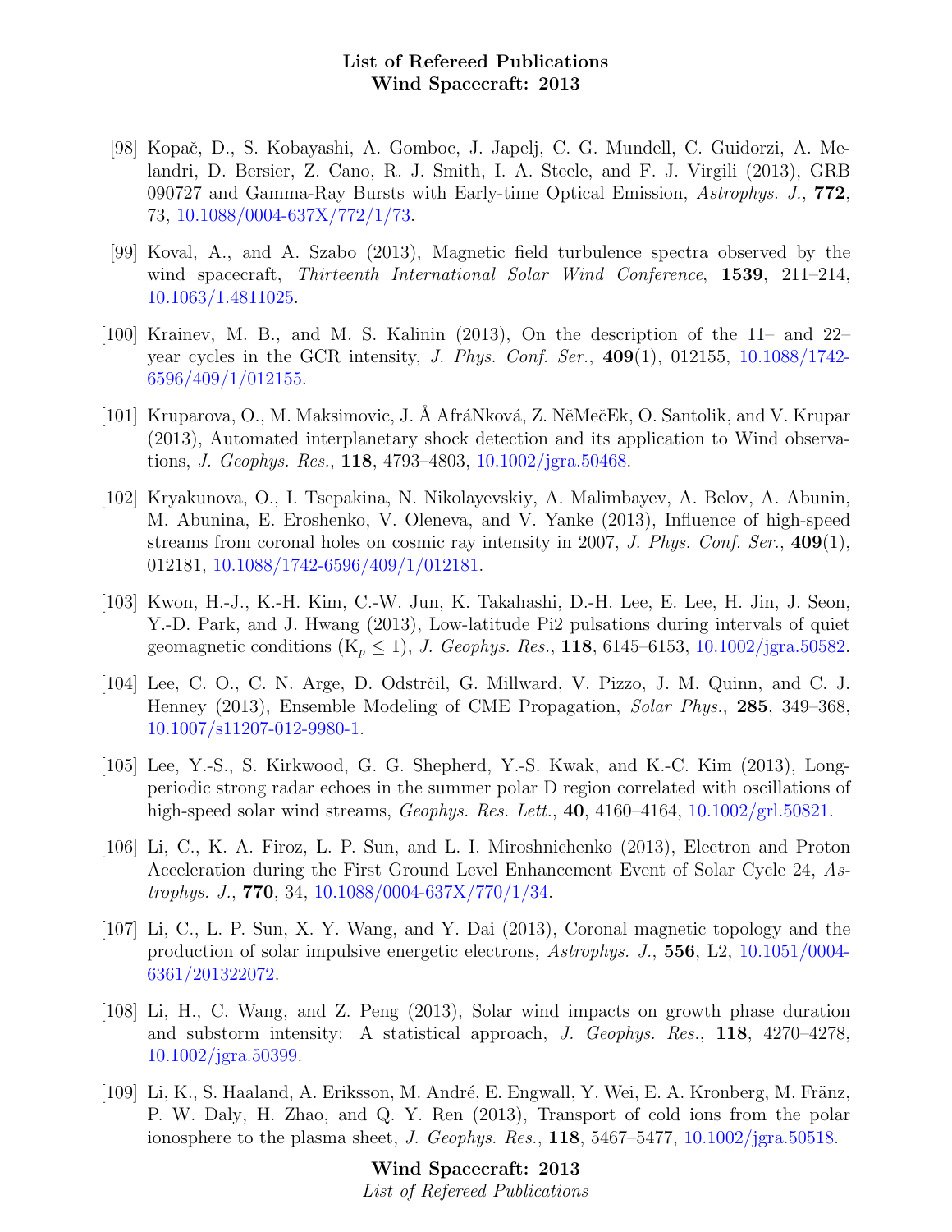[98] Kopač, D., S. Kobayashi, A. Gomboc, J. Japelj, C. G. Mundell, C. Guidorzi, A. Melandri, D. Bersier, Z. Cano, R. J. Smith, I. A. Steele, and F. J. Virgili (2013), GRB 090727 and Gamma-Ray Bursts with Early-time Optical Emission, *Astrophys. J.*, **772**, 73, 10.1088/0004-637X/772/1/73.

[99] Koval, A., and A. Szabo (2013), Magnetic field turbulence spectra observed by the wind spacecraft, *Thirteenth International Solar Wind Conference*, **1539**, 211–214, 10.1063/1.4811025.

[100] Krainev, M. B., and M. S. Kalinin (2013), On the description of the 11– and 22–year cycles in the GCR intensity, *J. Phys. Conf. Ser.*, **409**(1), 012155, 10.1088/1742-6596/409/1/012155.

[101] Kruparova, O., M. Maksimovic, J. Å AfráNková, Z. NěMečEk, O. Santolik, and V. Krupar (2013), Automated interplanetary shock detection and its application to Wind observations, *J. Geophys. Res.*, **118**, 4793–4803, 10.1002/jgra.50468.

[102] Kryakunova, O., I. Tsepakina, N. Nikolayevskiy, A. Malimbayev, A. Belov, A. Abunin, M. Abunina, E. Eroshenko, V. Oleneva, and V. Yanke (2013), Influence of high-speed streams from coronal holes on cosmic ray intensity in 2007, *J. Phys. Conf. Ser.*, **409**(1), 012181, 10.1088/1742-6596/409/1/012181.

[103] Kwon, H.-J., K.-H. Kim, C.-W. Jun, K. Takahashi, D.-H. Lee, E. Lee, H. Jin, J. Seon, Y.-D. Park, and J. Hwang (2013), Low-latitude Pi2 pulsations during intervals of quiet geomagnetic conditions ($K_p \leq 1$), *J. Geophys. Res.*, **118**, 6145–6153, 10.1002/jgra.50582.

[104] Lee, C. O., C. N. Arge, D. Odstrčil, G. Millward, V. Pizzo, J. M. Quinn, and C. J. Henney (2013), Ensemble Modeling of CME Propagation, *Solar Phys.*, **285**, 349–368, 10.1007/s11207-012-9980-1.

[105] Lee, Y.-S., S. Kirkwood, G. G. Shepherd, Y.-S. Kwak, and K.-C. Kim (2013), Long-periodic strong radar echoes in the summer polar D region correlated with oscillations of high-speed solar wind streams, *Geophys. Res. Lett.*, **40**, 4160–4164, 10.1002/grl.50821.

[106] Li, C., K. A. Firoz, L. P. Sun, and L. I. Miroshnichenko (2013), Electron and Proton Acceleration during the First Ground Level Enhancement Event of Solar Cycle 24, *Astrophys. J.*, **770**, 34, 10.1088/0004-637X/770/1/34.

[107] Li, C., L. P. Sun, X. Y. Wang, and Y. Dai (2013), Coronal magnetic topology and the production of solar impulsive energetic electrons, *Astrophys. J.*, **556**, L2, 10.1051/0004-6361/201322072.

[108] Li, H., C. Wang, and Z. Peng (2013), Solar wind impacts on growth phase duration and substorm intensity: A statistical approach, *J. Geophys. Res.*, **118**, 4270–4278, 10.1002/jgra.50399.

[109] Li, K., S. Haaland, A. Eriksson, M. André, E. Engwall, Y. Wei, E. A. Kronberg, M. Fränz, P. W. Daly, H. Zhao, and Q. Y. Ren (2013), Transport of cold ions from the polar ionosphere to the plasma sheet, *J. Geophys. Res.*, **118**, 5467–5477, 10.1002/jgra.50518.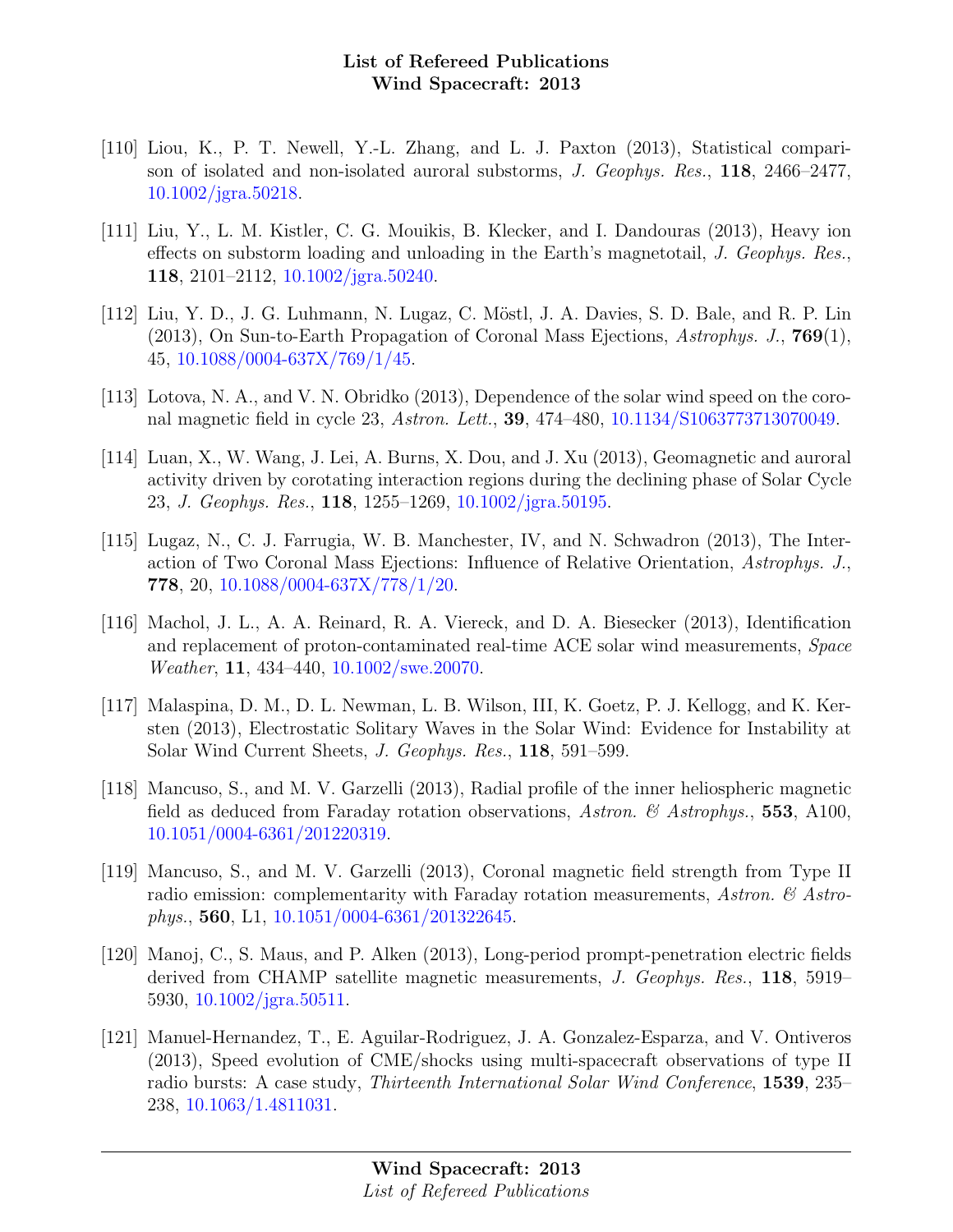[110] Liou, K., P. T. Newell, Y.-L. Zhang, and L. J. Paxton (2013), Statistical comparison of isolated and non-isolated auroral substorms, *J. Geophys. Res.*, **118**, 2466–2477, 10.1002/jgra.50218.

[111] Liu, Y., L. M. Kistler, C. G. Mouikis, B. Klecker, and I. Dandouras (2013), Heavy ion effects on substorm loading and unloading in the Earth's magnetotail, *J. Geophys. Res.*, **118**, 2101–2112, 10.1002/jgra.50240.

[112] Liu, Y. D., J. G. Luhmann, N. Lugaz, C. Möstl, J. A. Davies, S. D. Bale, and R. P. Lin (2013), On Sun-to-Earth Propagation of Coronal Mass Ejections, *Astrophys. J.*, **769**(1), 45, 10.1088/0004-637X/769/1/45.

[113] Lotova, N. A., and V. N. Obridko (2013), Dependence of the solar wind speed on the coronal magnetic field in cycle 23, *Astron. Lett.*, **39**, 474–480, 10.1134/S1063773713070049.

[114] Luan, X., W. Wang, J. Lei, A. Burns, X. Dou, and J. Xu (2013), Geomagnetic and auroral activity driven by corotating interaction regions during the declining phase of Solar Cycle 23, *J. Geophys. Res.*, **118**, 1255–1269, 10.1002/jgra.50195.

[115] Lugaz, N., C. J. Farrugia, W. B. Manchester, IV, and N. Schwadron (2013), The Interaction of Two Coronal Mass Ejections: Influence of Relative Orientation, *Astrophys. J.*, **778**, 20, 10.1088/0004-637X/778/1/20.

[116] Machol, J. L., A. A. Reinard, R. A. Viereck, and D. A. Biesecker (2013), Identification and replacement of proton-contaminated real-time ACE solar wind measurements, *Space Weather*, **11**, 434–440, 10.1002/swe.20070.

[117] Malaspina, D. M., D. L. Newman, L. B. Wilson, III, K. Goetz, P. J. Kellogg, and K. Kersten (2013), Electrostatic Solitary Waves in the Solar Wind: Evidence for Instability at Solar Wind Current Sheets, *J. Geophys. Res.*, **118**, 591–599.

[118] Mancuso, S., and M. V. Garzelli (2013), Radial profile of the inner heliospheric magnetic field as deduced from Faraday rotation observations, *Astron. & Astrophys.*, **553**, A100, 10.1051/0004-6361/201220319.

[119] Mancuso, S., and M. V. Garzelli (2013), Coronal magnetic field strength from Type II radio emission: complementarity with Faraday rotation measurements, *Astron. & Astrophys.*, **560**, L1, 10.1051/0004-6361/201322645.

[120] Manoj, C., S. Maus, and P. Alken (2013), Long-period prompt-penetration electric fields derived from CHAMP satellite magnetic measurements, *J. Geophys. Res.*, **118**, 5919–5930, 10.1002/jgra.50511.

[121] Manuel-Hernandez, T., E. Aguilar-Rodriguez, J. A. Gonzalez-Esparza, and V. Ontiveros (2013), Speed evolution of CME/shocks using multi-spacecraft observations of type II radio bursts: A case study, *Thirteenth International Solar Wind Conference*, **1539**, 235–238, 10.1063/1.4811031.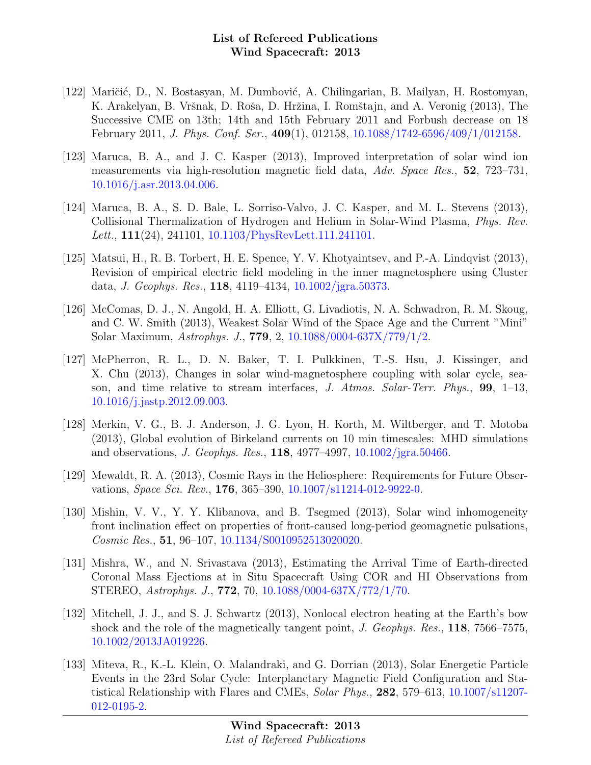[122] Maričić, D., N. Bostasyan, M. Dumbović, A. Chilingarian, B. Mailyan, H. Rostomyan, K. Arakelyan, B. Vršnak, D. Roša, D. Hržina, I. Romštajn, and A. Veronig (2013), The Successive CME on 13th; 14th and 15th February 2011 and Forbush decrease on 18 February 2011, *J. Phys. Conf. Ser.*, **409**(1), 012158, 10.1088/1742-6596/409/1/012158.

[123] Maruca, B. A., and J. C. Kasper (2013), Improved interpretation of solar wind ion measurements via high-resolution magnetic field data, *Adv. Space Res.*, **52**, 723–731, 10.1016/j.asr.2013.04.006.

[124] Maruca, B. A., S. D. Bale, L. Sorriso-Valvo, J. C. Kasper, and M. L. Stevens (2013), Collisional Thermalization of Hydrogen and Helium in Solar-Wind Plasma, *Phys. Rev. Lett.*, **111**(24), 241101, 10.1103/PhysRevLett.111.241101.

[125] Matsui, H., R. B. Torbert, H. E. Spence, Y. V. Khotyaintsev, and P.-A. Lindqvist (2013), Revision of empirical electric field modeling in the inner magnetosphere using Cluster data, *J. Geophys. Res.*, **118**, 4119–4134, 10.1002/jgra.50373.

[126] McComas, D. J., N. Angold, H. A. Elliott, G. Livadiotis, N. A. Schwadron, R. M. Skoug, and C. W. Smith (2013), Weakest Solar Wind of the Space Age and the Current "Mini" Solar Maximum, *Astrophys. J.*, **779**, 2, 10.1088/0004-637X/779/1/2.

[127] McPherron, R. L., D. N. Baker, T. I. Pulkkinen, T.-S. Hsu, J. Kissinger, and X. Chu (2013), Changes in solar wind-magnetosphere coupling with solar cycle, season, and time relative to stream interfaces, *J. Atmos. Solar-Terr. Phys.*, **99**, 1–13, 10.1016/j.jastp.2012.09.003.

[128] Merkin, V. G., B. J. Anderson, J. G. Lyon, H. Korth, M. Wiltberger, and T. Motoba (2013), Global evolution of Birkeland currents on 10 min timescales: MHD simulations and observations, *J. Geophys. Res.*, **118**, 4977–4997, 10.1002/jgra.50466.

[129] Mewaldt, R. A. (2013), Cosmic Rays in the Heliosphere: Requirements for Future Observations, *Space Sci. Rev.*, **176**, 365–390, 10.1007/s11214-012-9922-0.

[130] Mishin, V. V., Y. Y. Klibanova, and B. Tsegmed (2013), Solar wind inhomogeneity front inclination effect on properties of front-caused long-period geomagnetic pulsations, *Cosmic Res.*, **51**, 96–107, 10.1134/S0010952513020020.

[131] Mishra, W., and N. Srivastava (2013), Estimating the Arrival Time of Earth-directed Coronal Mass Ejections at in Situ Spacecraft Using COR and HI Observations from STEREO, *Astrophys. J.*, **772**, 70, 10.1088/0004-637X/772/1/70.

[132] Mitchell, J. J., and S. J. Schwartz (2013), Nonlocal electron heating at the Earth's bow shock and the role of the magnetically tangent point, *J. Geophys. Res.*, **118**, 7566–7575, 10.1002/2013JA019226.

[133] Miteva, R., K.-L. Klein, O. Malandraki, and G. Dorrian (2013), Solar Energetic Particle Events in the 23rd Solar Cycle: Interplanetary Magnetic Field Configuration and Statistical Relationship with Flares and CMEs, *Solar Phys.*, **282**, 579–613, 10.1007/s11207-012-0195-2.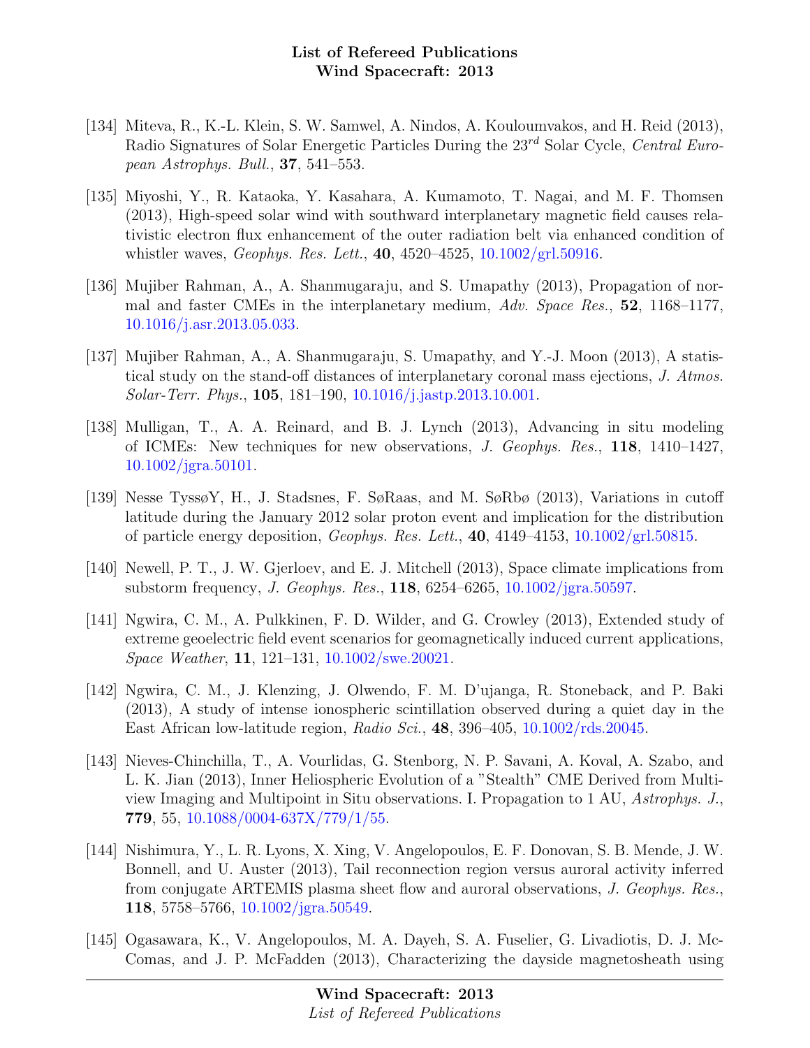[134] Miteva, R., K.-L. Klein, S. W. Samwel, A. Nindos, A. Kouloumvakos, and H. Reid (2013), Radio Signatures of Solar Energetic Particles During the $23^{rd}$ Solar Cycle, *Central European Astrophys. Bull.*, **37**, 541–553.

[135] Miyoshi, Y., R. Kataoka, Y. Kasahara, A. Kumamoto, T. Nagai, and M. F. Thomsen (2013), High-speed solar wind with southward interplanetary magnetic field causes relativistic electron flux enhancement of the outer radiation belt via enhanced condition of whistler waves, *Geophys. Res. Lett.*, **40**, 4520–4525, 10.1002/grl.50916.

[136] Mujiber Rahman, A., A. Shanmugaraju, and S. Umapathy (2013), Propagation of normal and faster CMEs in the interplanetary medium, *Adv. Space Res.*, **52**, 1168–1177, 10.1016/j.asr.2013.05.033.

[137] Mujiber Rahman, A., A. Shanmugaraju, S. Umapathy, and Y.-J. Moon (2013), A statistical study on the stand-off distances of interplanetary coronal mass ejections, *J. Atmos. Solar-Terr. Phys.*, **105**, 181–190, 10.1016/j.jastp.2013.10.001.

[138] Mulligan, T., A. A. Reinard, and B. J. Lynch (2013), Advancing in situ modeling of ICMEs: New techniques for new observations, *J. Geophys. Res.*, **118**, 1410–1427, 10.1002/jgra.50101.

[139] Nesse TyssøY, H., J. Stadsnes, F. SøRaas, and M. SøRbø (2013), Variations in cutoff latitude during the January 2012 solar proton event and implication for the distribution of particle energy deposition, *Geophys. Res. Lett.*, **40**, 4149–4153, 10.1002/grl.50815.

[140] Newell, P. T., J. W. Gjerloev, and E. J. Mitchell (2013), Space climate implications from substorm frequency, *J. Geophys. Res.*, **118**, 6254–6265, 10.1002/jgra.50597.

[141] Ngwira, C. M., A. Pulkkinen, F. D. Wilder, and G. Crowley (2013), Extended study of extreme geoelectric field event scenarios for geomagnetically induced current applications, *Space Weather*, **11**, 121–131, 10.1002/swe.20021.

[142] Ngwira, C. M., J. Klenzing, J. Olwendo, F. M. D'ujanga, R. Stoneback, and P. Baki (2013), A study of intense ionospheric scintillation observed during a quiet day in the East African low-latitude region, *Radio Sci.*, **48**, 396–405, 10.1002/rds.20045.

[143] Nieves-Chinchilla, T., A. Vourlidas, G. Stenborg, N. P. Savani, A. Koval, A. Szabo, and L. K. Jian (2013), Inner Heliospheric Evolution of a "Stealth" CME Derived from Multi-view Imaging and Multipoint in Situ observations. I. Propagation to 1 AU, *Astrophys. J.*, **779**, 55, 10.1088/0004-637X/779/1/55.

[144] Nishimura, Y., L. R. Lyons, X. Xing, V. Angelopoulos, E. F. Donovan, S. B. Mende, J. W. Bonnell, and U. Auster (2013), Tail reconnection region versus auroral activity inferred from conjugate ARTEMIS plasma sheet flow and auroral observations, *J. Geophys. Res.*, **118**, 5758–5766, 10.1002/jgra.50549.

[145] Ogasawara, K., V. Angelopoulos, M. A. Dayeh, S. A. Fuselier, G. Livadiotis, D. J. McComas, and J. P. McFadden (2013), Characterizing the dayside magnetosheath using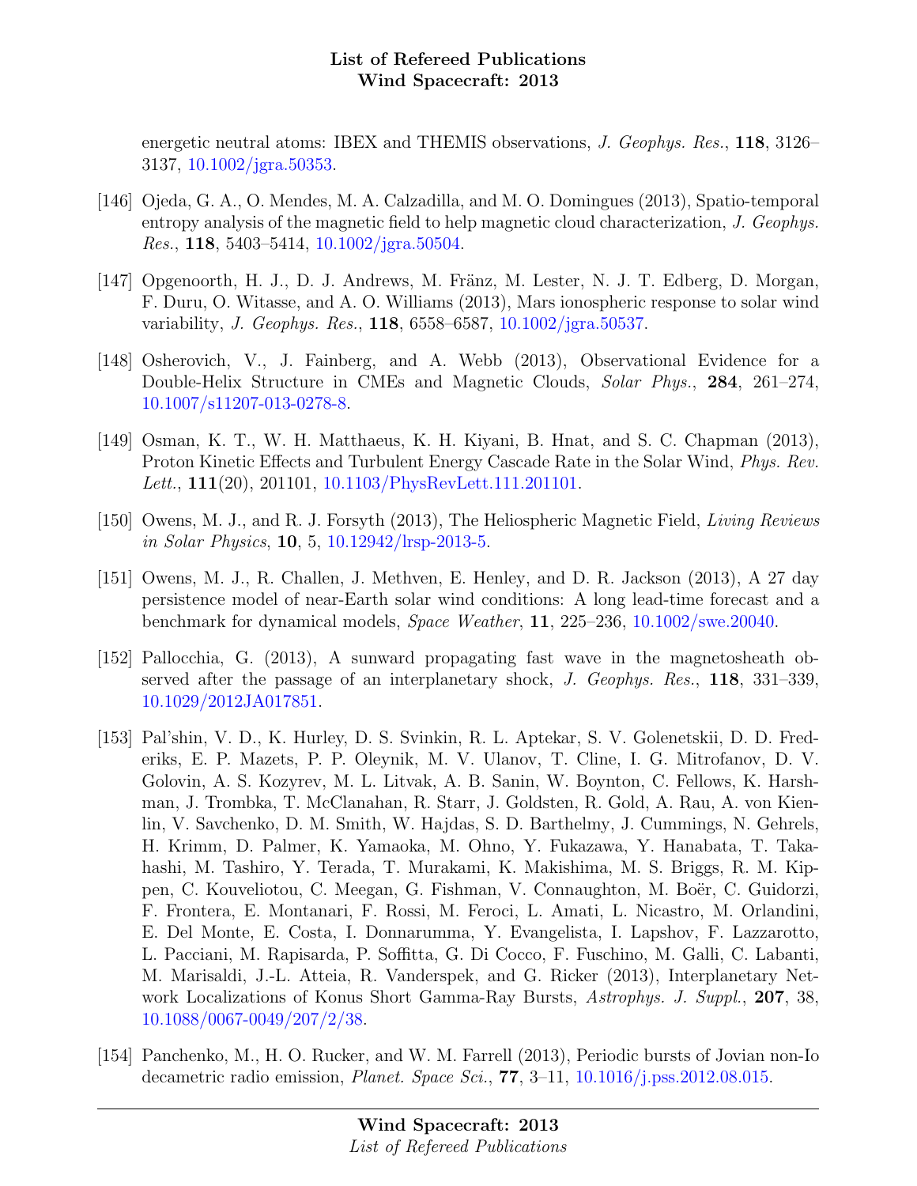energetic neutral atoms: IBEX and THEMIS observations, *J. Geophys. Res.*, **118**, 3126–3137, 10.1002/jgra.50353.

[146] Ojeda, G. A., O. Mendes, M. A. Calzadilla, and M. O. Domingues (2013), Spatio-temporal entropy analysis of the magnetic field to help magnetic cloud characterization, *J. Geophys. Res.*, **118**, 5403–5414, 10.1002/jgra.50504.

[147] Opgenoorth, H. J., D. J. Andrews, M. Fränz, M. Lester, N. J. T. Edberg, D. Morgan, F. Duru, O. Witasse, and A. O. Williams (2013), Mars ionospheric response to solar wind variability, *J. Geophys. Res.*, **118**, 6558–6587, 10.1002/jgra.50537.

[148] Osherovich, V., J. Fainberg, and A. Webb (2013), Observational Evidence for a Double-Helix Structure in CMEs and Magnetic Clouds, *Solar Phys.*, **284**, 261–274, 10.1007/s11207-013-0278-8.

[149] Osman, K. T., W. H. Matthaeus, K. H. Kiyani, B. Hnat, and S. C. Chapman (2013), Proton Kinetic Effects and Turbulent Energy Cascade Rate in the Solar Wind, *Phys. Rev. Lett.*, **111**(20), 201101, 10.1103/PhysRevLett.111.201101.

[150] Owens, M. J., and R. J. Forsyth (2013), The Heliospheric Magnetic Field, *Living Reviews in Solar Physics*, **10**, 5, 10.12942/lrsp-2013-5.

[151] Owens, M. J., R. Challen, J. Methven, E. Henley, and D. R. Jackson (2013), A 27 day persistence model of near-Earth solar wind conditions: A long lead-time forecast and a benchmark for dynamical models, *Space Weather*, **11**, 225–236, 10.1002/swe.20040.

[152] Pallocchia, G. (2013), A sunward propagating fast wave in the magnetosheath observed after the passage of an interplanetary shock, *J. Geophys. Res.*, **118**, 331–339, 10.1029/2012JA017851.

[153] Pal'shin, V. D., K. Hurley, D. S. Svinkin, R. L. Aptekar, S. V. Golenetskii, D. D. Frederiks, E. P. Mazets, P. P. Oleynik, M. V. Ulanov, T. Cline, I. G. Mitrofanov, D. V. Golovin, A. S. Kozyrev, M. L. Litvak, A. B. Sanin, W. Boynton, C. Fellows, K. Harshman, J. Trombka, T. McClanahan, R. Starr, J. Goldsten, R. Gold, A. Rau, A. von Kienlin, V. Savchenko, D. M. Smith, W. Hajdas, S. D. Barthelmy, J. Cummings, N. Gehrels, H. Krimm, D. Palmer, K. Yamaoka, M. Ohno, Y. Fukazawa, Y. Hanabata, T. Takahashi, M. Tashiro, Y. Terada, T. Murakami, K. Makishima, M. S. Briggs, R. M. Kippen, C. Kouveliotou, C. Meegan, G. Fishman, V. Connaughton, M. Boër, C. Guidorzi, F. Frontera, E. Montanari, F. Rossi, M. Feroci, L. Amati, L. Nicastro, M. Orlandini, E. Del Monte, E. Costa, I. Donnarumma, Y. Evangelista, I. Lapshov, F. Lazzarotto, L. Pacciani, M. Rapisarda, P. Soffitta, G. Di Cocco, F. Fuschino, M. Galli, C. Labanti, M. Marisaldi, J.-L. Atteia, R. Vanderspek, and G. Ricker (2013), Interplanetary Network Localizations of Konus Short Gamma-Ray Bursts, *Astrophys. J. Suppl.*, **207**, 38, 10.1088/0067-0049/207/2/38.

[154] Panchenko, M., H. O. Rucker, and W. M. Farrell (2013), Periodic bursts of Jovian non-Io decametric radio emission, *Planet. Space Sci.*, **77**, 3–11, 10.1016/j.pss.2012.08.015.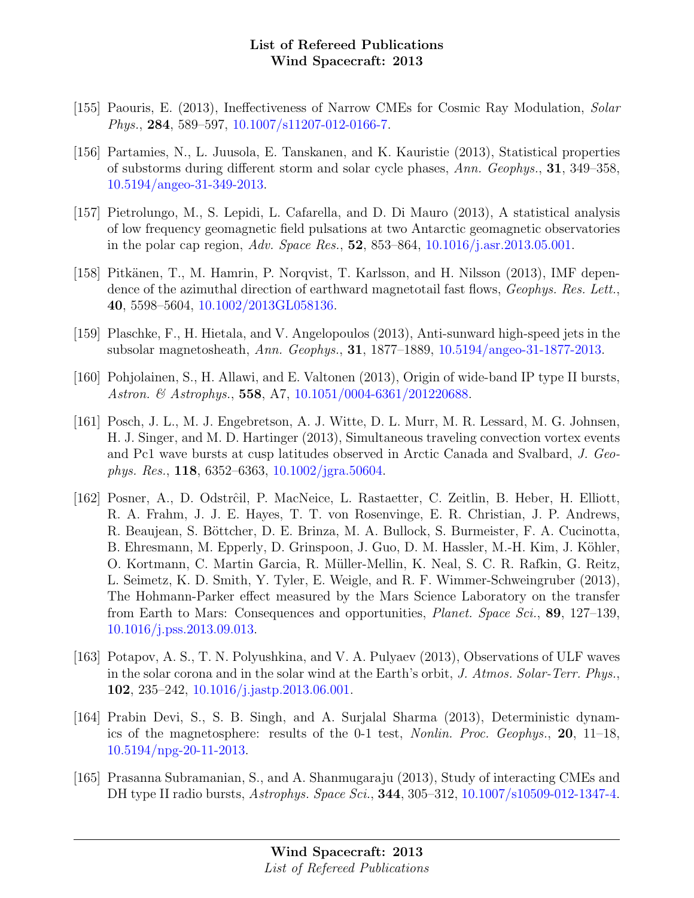[155] Paouris, E. (2013), Ineffectiveness of Narrow CMEs for Cosmic Ray Modulation, *Solar Phys.*, **284**, 589–597, 10.1007/s11207-012-0166-7.

[156] Partamies, N., L. Juusola, E. Tanskanen, and K. Kauristie (2013), Statistical properties of substorms during different storm and solar cycle phases, *Ann. Geophys.*, **31**, 349–358, 10.5194/angeo-31-349-2013.

[157] Pietrolungo, M., S. Lepidi, L. Cafarella, and D. Di Mauro (2013), A statistical analysis of low frequency geomagnetic field pulsations at two Antarctic geomagnetic observatories in the polar cap region, *Adv. Space Res.*, **52**, 853–864, 10.1016/j.asr.2013.05.001.

[158] Pitkänen, T., M. Hamrin, P. Norqvist, T. Karlsson, and H. Nilsson (2013), IMF dependence of the azimuthal direction of earthward magnetotail fast flows, *Geophys. Res. Lett.*, **40**, 5598–5604, 10.1002/2013GL058136.

[159] Plaschke, F., H. Hietala, and V. Angelopoulos (2013), Anti-sunward high-speed jets in the subsolar magnetosheath, *Ann. Geophys.*, **31**, 1877–1889, 10.5194/angeo-31-1877-2013.

[160] Pohjolainen, S., H. Allawi, and E. Valtonen (2013), Origin of wide-band IP type II bursts, *Astron. & Astrophys.*, **558**, A7, 10.1051/0004-6361/201220688.

[161] Posch, J. L., M. J. Engebretson, A. J. Witte, D. L. Murr, M. R. Lessard, M. G. Johnsen, H. J. Singer, and M. D. Hartinger (2013), Simultaneous traveling convection vortex events and Pc1 wave bursts at cusp latitudes observed in Arctic Canada and Svalbard, *J. Geophys. Res.*, **118**, 6352–6363, 10.1002/jgra.50604.

[162] Posner, A., D. Odstrĉil, P. MacNeice, L. Rastaetter, C. Zeitlin, B. Heber, H. Elliott, R. A. Frahm, J. J. E. Hayes, T. T. von Rosenvinge, E. R. Christian, J. P. Andrews, R. Beaujean, S. Böttcher, D. E. Brinza, M. A. Bullock, S. Burmeister, F. A. Cucinotta, B. Ehresmann, M. Epperly, D. Grinspoon, J. Guo, D. M. Hassler, M.-H. Kim, J. Köhler, O. Kortmann, C. Martin Garcia, R. Müller-Mellin, K. Neal, S. C. R. Rafkin, G. Reitz, L. Seimetz, K. D. Smith, Y. Tyler, E. Weigle, and R. F. Wimmer-Schweingruber (2013), The Hohmann-Parker effect measured by the Mars Science Laboratory on the transfer from Earth to Mars: Consequences and opportunities, *Planet. Space Sci.*, **89**, 127–139, 10.1016/j.pss.2013.09.013.

[163] Potapov, A. S., T. N. Polyushkina, and V. A. Pulyaev (2013), Observations of ULF waves in the solar corona and in the solar wind at the Earth's orbit, *J. Atmos. Solar-Terr. Phys.*, **102**, 235–242, 10.1016/j.jastp.2013.06.001.

[164] Prabin Devi, S., S. B. Singh, and A. Surjalal Sharma (2013), Deterministic dynamics of the magnetosphere: results of the 0-1 test, *Nonlin. Proc. Geophys.*, **20**, 11–18, 10.5194/npg-20-11-2013.

[165] Prasanna Subramanian, S., and A. Shanmugaraju (2013), Study of interacting CMEs and DH type II radio bursts, *Astrophys. Space Sci.*, **344**, 305–312, 10.1007/s10509-012-1347-4.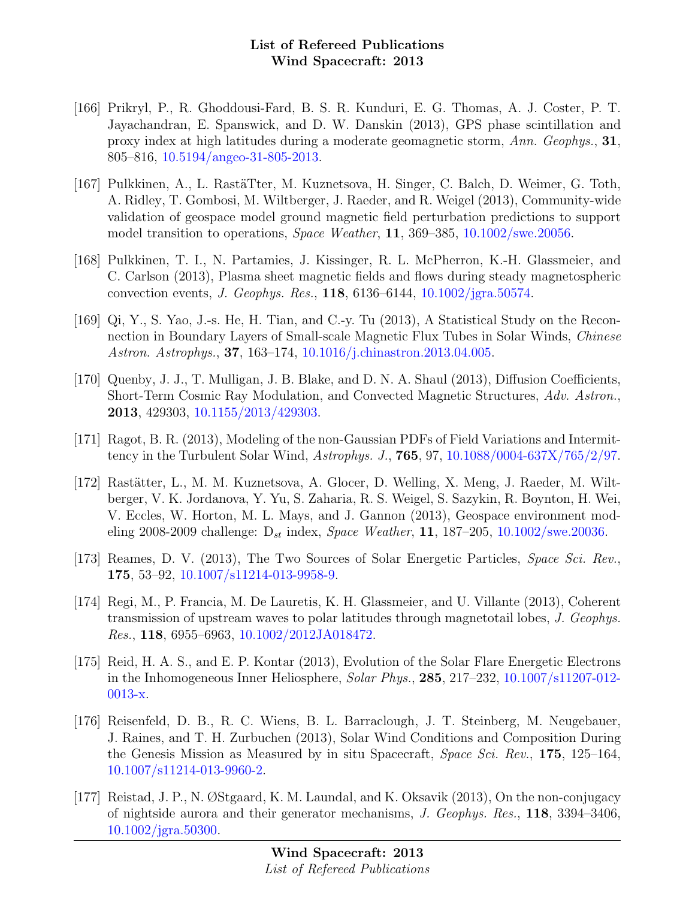- [166] Prikryl, P., R. Ghoddousi-Fard, B. S. R. Kunduri, E. G. Thomas, A. J. Coster, P. T. Jayachandran, E. Spanswick, and D. W. Danskin (2013), GPS phase scintillation and proxy index at high latitudes during a moderate geomagnetic storm, *Ann. Geophys.*, **31**, 805–816, 10.5194/angeo-31-805-2013.

- [167] Pulkkinen, A., L. RastäTter, M. Kuznetsova, H. Singer, C. Balch, D. Weimer, G. Toth, A. Ridley, T. Gombosi, M. Wiltberger, J. Raeder, and R. Weigel (2013), Community-wide validation of geospace model ground magnetic field perturbation predictions to support model transition to operations, *Space Weather*, **11**, 369–385, 10.1002/swe.20056.

- [168] Pulkkinen, T. I., N. Partamies, J. Kissinger, R. L. McPherron, K.-H. Glassmeier, and C. Carlson (2013), Plasma sheet magnetic fields and flows during steady magnetospheric convection events, *J. Geophys. Res.*, **118**, 6136–6144, 10.1002/jgra.50574.

- [169] Qi, Y., S. Yao, J.-s. He, H. Tian, and C.-y. Tu (2013), A Statistical Study on the Reconnection in Boundary Layers of Small-scale Magnetic Flux Tubes in Solar Winds, *Chinese Astron. Astrophys.*, **37**, 163–174, 10.1016/j.chinastron.2013.04.005.

- [170] Quenby, J. J., T. Mulligan, J. B. Blake, and D. N. A. Shaul (2013), Diffusion Coefficients, Short-Term Cosmic Ray Modulation, and Convected Magnetic Structures, *Adv. Astron.*, **2013**, 429303, 10.1155/2013/429303.

- [171] Ragot, B. R. (2013), Modeling of the non-Gaussian PDFs of Field Variations and Intermittency in the Turbulent Solar Wind, *Astrophys. J.*, **765**, 97, 10.1088/0004-637X/765/2/97.

- [172] Rastätter, L., M. M. Kuznetsova, A. Glocer, D. Welling, X. Meng, J. Raeder, M. Wiltberger, V. K. Jordanova, Y. Yu, S. Zaharia, R. S. Weigel, S. Sazykin, R. Boynton, H. Wei, V. Eccles, W. Horton, M. L. Mays, and J. Gannon (2013), Geospace environment modeling 2008-2009 challenge: $D_{st}$ index, *Space Weather*, **11**, 187–205, 10.1002/swe.20036.

- [173] Reames, D. V. (2013), The Two Sources of Solar Energetic Particles, *Space Sci. Rev.*, **175**, 53–92, 10.1007/s11214-013-9958-9.

- [174] Regi, M., P. Francia, M. De Lauretis, K. H. Glassmeier, and U. Villante (2013), Coherent transmission of upstream waves to polar latitudes through magnetotail lobes, *J. Geophys. Res.*, **118**, 6955–6963, 10.1002/2012JA018472.

- [175] Reid, H. A. S., and E. P. Kontar (2013), Evolution of the Solar Flare Energetic Electrons in the Inhomogeneous Inner Heliosphere, *Solar Phys.*, **285**, 217–232, 10.1007/s11207-012-0013-x.

- [176] Reisenfeld, D. B., R. C. Wiens, B. L. Barraclough, J. T. Steinberg, M. Neugebauer, J. Raines, and T. H. Zurbuchen (2013), Solar Wind Conditions and Composition During the Genesis Mission as Measured by in situ Spacecraft, *Space Sci. Rev.*, **175**, 125–164, 10.1007/s11214-013-9960-2.

- [177] Reistad, J. P., N. ØStgaard, K. M. Laundal, and K. Oksavik (2013), On the non-conjugacy of nightside aurora and their generator mechanisms, *J. Geophys. Res.*, **118**, 3394–3406, 10.1002/jgra.50300.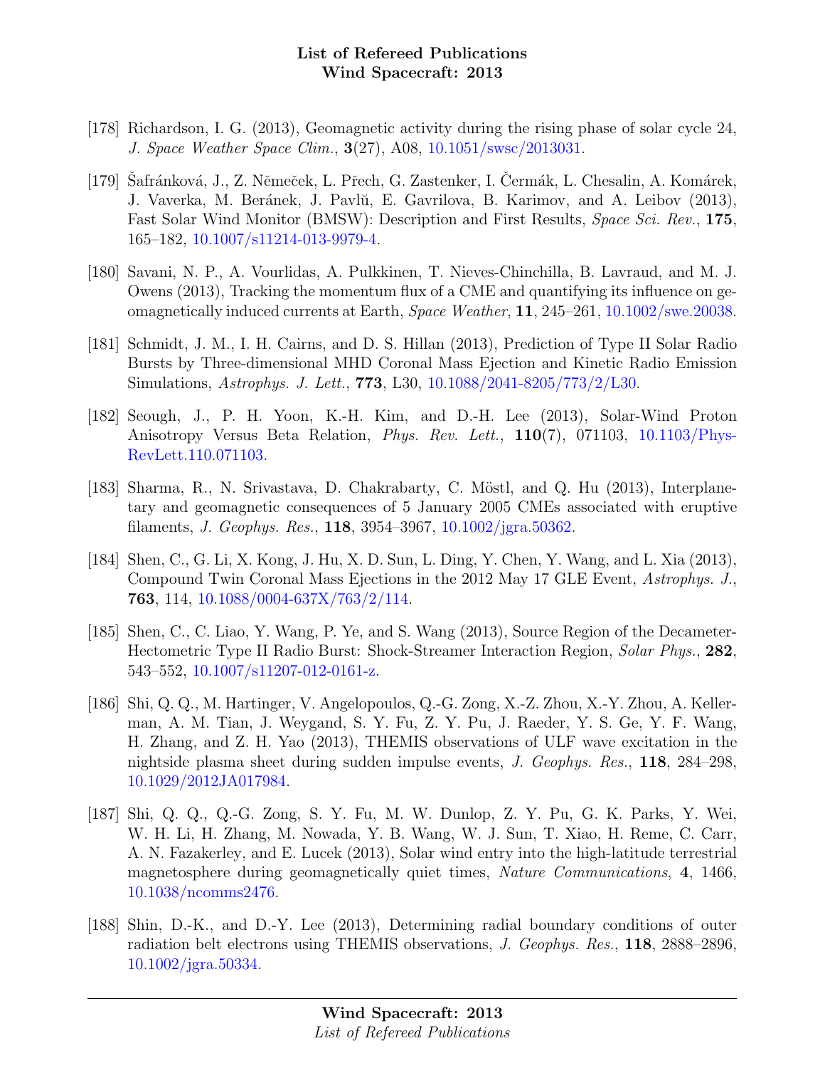[178] Richardson, I. G. (2013), Geomagnetic activity during the rising phase of solar cycle 24, *J. Space Weather Space Clim.*, **3**(27), A08, 10.1051/swsc/2013031.

[179] Šafránková, J., Z. Němeček, L. Přech, G. Zastenker, I. Čermák, L. Chesalin, A. Komárek, J. Vaverka, M. Beránek, J. Pavlů, E. Gavrilova, B. Karimov, and A. Leibov (2013), Fast Solar Wind Monitor (BMSW): Description and First Results, *Space Sci. Rev.*, **175**, 165–182, 10.1007/s11214-013-9979-4.

[180] Savani, N. P., A. Vourlidas, A. Pulkkinen, T. Nieves-Chinchilla, B. Lavraud, and M. J. Owens (2013), Tracking the momentum flux of a CME and quantifying its influence on geomagnetically induced currents at Earth, *Space Weather*, **11**, 245–261, 10.1002/swe.20038.

[181] Schmidt, J. M., I. H. Cairns, and D. S. Hillan (2013), Prediction of Type II Solar Radio Bursts by Three-dimensional MHD Coronal Mass Ejection and Kinetic Radio Emission Simulations, *Astrophys. J. Lett.*, **773**, L30, 10.1088/2041-8205/773/2/L30.

[182] Seough, J., P. H. Yoon, K.-H. Kim, and D.-H. Lee (2013), Solar-Wind Proton Anisotropy Versus Beta Relation, *Phys. Rev. Lett.*, **110**(7), 071103, 10.1103/PhysRevLett.110.071103.

[183] Sharma, R., N. Srivastava, D. Chakrabarty, C. Möstl, and Q. Hu (2013), Interplanetary and geomagnetic consequences of 5 January 2005 CMEs associated with eruptive filaments, *J. Geophys. Res.*, **118**, 3954–3967, 10.1002/jgra.50362.

[184] Shen, C., G. Li, X. Kong, J. Hu, X. D. Sun, L. Ding, Y. Chen, Y. Wang, and L. Xia (2013), Compound Twin Coronal Mass Ejections in the 2012 May 17 GLE Event, *Astrophys. J.*, **763**, 114, 10.1088/0004-637X/763/2/114.

[185] Shen, C., C. Liao, Y. Wang, P. Ye, and S. Wang (2013), Source Region of the Decameter-Hectometric Type II Radio Burst: Shock-Streamer Interaction Region, *Solar Phys.*, **282**, 543–552, 10.1007/s11207-012-0161-z.

[186] Shi, Q. Q., M. Hartinger, V. Angelopoulos, Q.-G. Zong, X.-Z. Zhou, X.-Y. Zhou, A. Kellerman, A. M. Tian, J. Weygand, S. Y. Fu, Z. Y. Pu, J. Raeder, Y. S. Ge, Y. F. Wang, H. Zhang, and Z. H. Yao (2013), THEMIS observations of ULF wave excitation in the nightside plasma sheet during sudden impulse events, *J. Geophys. Res.*, **118**, 284–298, 10.1029/2012JA017984.

[187] Shi, Q. Q., Q.-G. Zong, S. Y. Fu, M. W. Dunlop, Z. Y. Pu, G. K. Parks, Y. Wei, W. H. Li, H. Zhang, M. Nowada, Y. B. Wang, W. J. Sun, T. Xiao, H. Reme, C. Carr, A. N. Fazakerley, and E. Lucek (2013), Solar wind entry into the high-latitude terrestrial magnetosphere during geomagnetically quiet times, *Nature Communications*, **4**, 1466, 10.1038/ncomms2476.

[188] Shin, D.-K., and D.-Y. Lee (2013), Determining radial boundary conditions of outer radiation belt electrons using THEMIS observations, *J. Geophys. Res.*, **118**, 2888–2896, 10.1002/jgra.50334.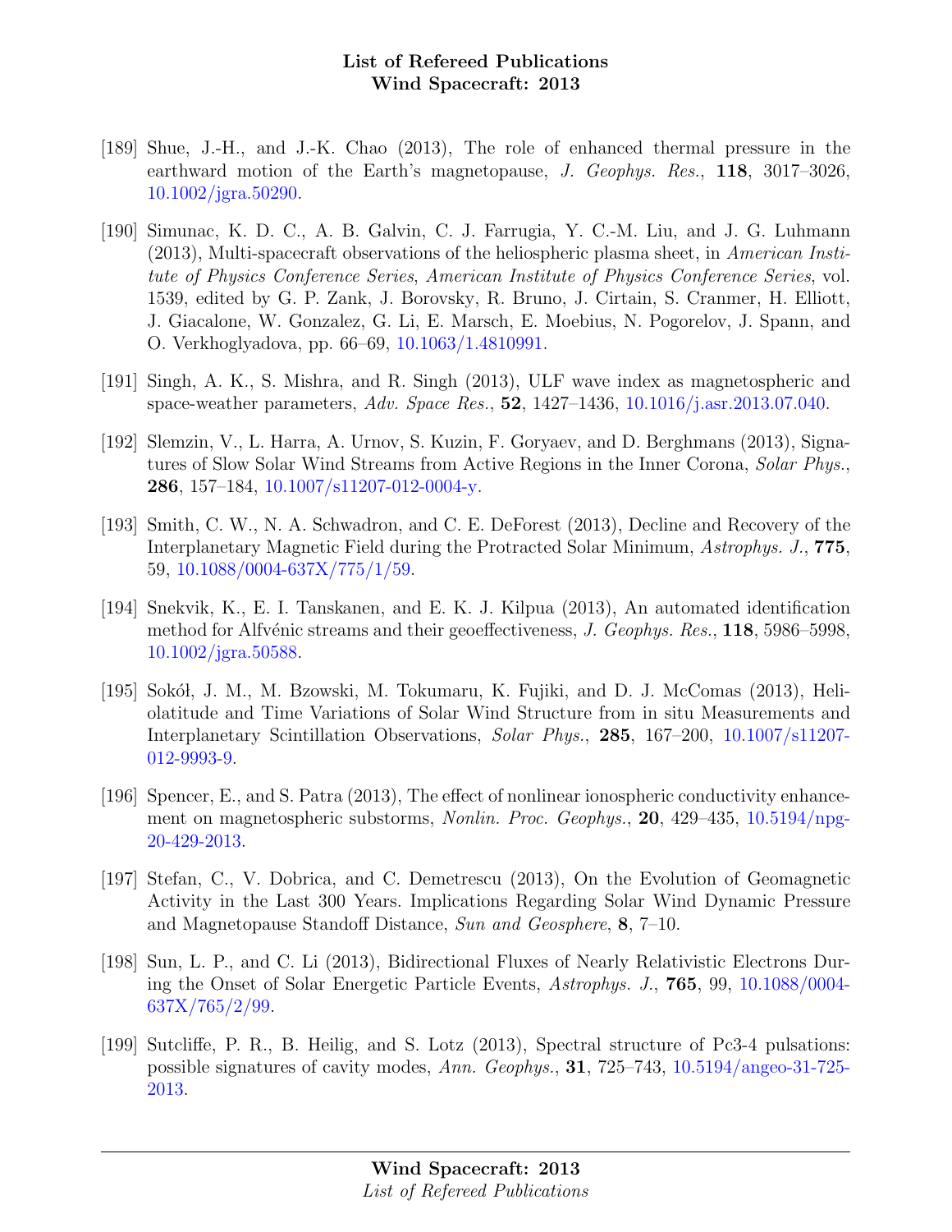[189] Shue, J.-H., and J.-K. Chao (2013), The role of enhanced thermal pressure in the earthward motion of the Earth's magnetopause, *J. Geophys. Res.*, **118**, 3017–3026, 10.1002/jgra.50290.

[190] Simunac, K. D. C., A. B. Galvin, C. J. Farrugia, Y. C.-M. Liu, and J. G. Luhmann (2013), Multi-spacecraft observations of the heliospheric plasma sheet, in *American Institute of Physics Conference Series*, *American Institute of Physics Conference Series*, vol. 1539, edited by G. P. Zank, J. Borovsky, R. Bruno, J. Cirtain, S. Cranmer, H. Elliott, J. Giacalone, W. Gonzalez, G. Li, E. Marsch, E. Moebius, N. Pogorelov, J. Spann, and O. Verkhoglyadova, pp. 66–69, 10.1063/1.4810991.

[191] Singh, A. K., S. Mishra, and R. Singh (2013), ULF wave index as magnetospheric and space-weather parameters, *Adv. Space Res.*, **52**, 1427–1436, 10.1016/j.asr.2013.07.040.

[192] Slemzin, V., L. Harra, A. Urnov, S. Kuzin, F. Goryaev, and D. Berghmans (2013), Signatures of Slow Solar Wind Streams from Active Regions in the Inner Corona, *Solar Phys.*, **286**, 157–184, 10.1007/s11207-012-0004-y.

[193] Smith, C. W., N. A. Schwadron, and C. E. DeForest (2013), Decline and Recovery of the Interplanetary Magnetic Field during the Protracted Solar Minimum, *Astrophys. J.*, **775**, 59, 10.1088/0004-637X/775/1/59.

[194] Snekvik, K., E. I. Tanskanen, and E. K. J. Kilpua (2013), An automated identification method for Alfvénic streams and their geoeffectiveness, *J. Geophys. Res.*, **118**, 5986–5998, 10.1002/jgra.50588.

[195] Sokół, J. M., M. Bzowski, M. Tokumaru, K. Fujiki, and D. J. McComas (2013), Heliolatitude and Time Variations of Solar Wind Structure from in situ Measurements and Interplanetary Scintillation Observations, *Solar Phys.*, **285**, 167–200, 10.1007/s11207-012-9993-9.

[196] Spencer, E., and S. Patra (2013), The effect of nonlinear ionospheric conductivity enhancement on magnetospheric substorms, *Nonlin. Proc. Geophys.*, **20**, 429–435, 10.5194/npg-20-429-2013.

[197] Stefan, C., V. Dobrica, and C. Demetrescu (2013), On the Evolution of Geomagnetic Activity in the Last 300 Years. Implications Regarding Solar Wind Dynamic Pressure and Magnetopause Standoff Distance, *Sun and Geosphere*, **8**, 7–10.

[198] Sun, L. P., and C. Li (2013), Bidirectional Fluxes of Nearly Relativistic Electrons During the Onset of Solar Energetic Particle Events, *Astrophys. J.*, **765**, 99, 10.1088/0004-637X/765/2/99.

[199] Sutcliffe, P. R., B. Heilig, and S. Lotz (2013), Spectral structure of Pc3-4 pulsations: possible signatures of cavity modes, *Ann. Geophys.*, **31**, 725–743, 10.5194/angeo-31-725-2013.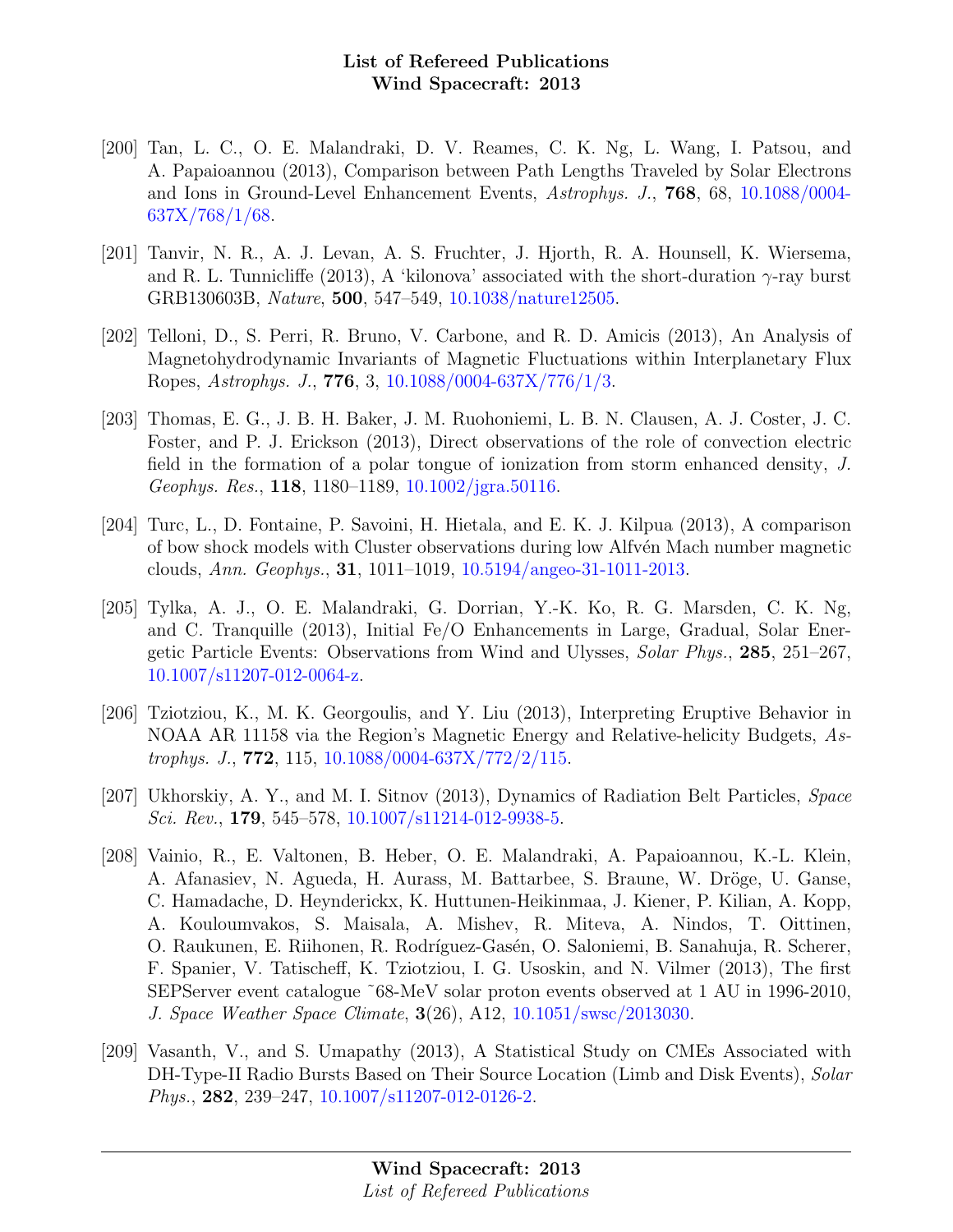[200] Tan, L. C., O. E. Malandraki, D. V. Reames, C. K. Ng, L. Wang, I. Patsou, and A. Papaioannou (2013), Comparison between Path Lengths Traveled by Solar Electrons and Ions in Ground-Level Enhancement Events, *Astrophys. J.*, **768**, 68, 10.1088/0004-637X/768/1/68.

[201] Tanvir, N. R., A. J. Levan, A. S. Fruchter, J. Hjorth, R. A. Hounsell, K. Wiersema, and R. L. Tunnicliffe (2013), A 'kilonova' associated with the short-duration $\gamma$-ray burst GRB130603B, *Nature*, **500**, 547–549, 10.1038/nature12505.

[202] Telloni, D., S. Perri, R. Bruno, V. Carbone, and R. D. Amicis (2013), An Analysis of Magnetohydrodynamic Invariants of Magnetic Fluctuations within Interplanetary Flux Ropes, *Astrophys. J.*, **776**, 3, 10.1088/0004-637X/776/1/3.

[203] Thomas, E. G., J. B. H. Baker, J. M. Ruohoniemi, L. B. N. Clausen, A. J. Coster, J. C. Foster, and P. J. Erickson (2013), Direct observations of the role of convection electric field in the formation of a polar tongue of ionization from storm enhanced density, *J. Geophys. Res.*, **118**, 1180–1189, 10.1002/jgra.50116.

[204] Turc, L., D. Fontaine, P. Savoini, H. Hietala, and E. K. J. Kilpua (2013), A comparison of bow shock models with Cluster observations during low Alfvén Mach number magnetic clouds, *Ann. Geophys.*, **31**, 1011–1019, 10.5194/angeo-31-1011-2013.

[205] Tylka, A. J., O. E. Malandraki, G. Dorrian, Y.-K. Ko, R. G. Marsden, C. K. Ng, and C. Tranquille (2013), Initial Fe/O Enhancements in Large, Gradual, Solar Energetic Particle Events: Observations from Wind and Ulysses, *Solar Phys.*, **285**, 251–267, 10.1007/s11207-012-0064-z.

[206] Tziotziou, K., M. K. Georgoulis, and Y. Liu (2013), Interpreting Eruptive Behavior in NOAA AR 11158 via the Region's Magnetic Energy and Relative-helicity Budgets, *Astrophys. J.*, **772**, 115, 10.1088/0004-637X/772/2/115.

[207] Ukhorskiy, A. Y., and M. I. Sitnov (2013), Dynamics of Radiation Belt Particles, *Space Sci. Rev.*, **179**, 545–578, 10.1007/s11214-012-9938-5.

[208] Vainio, R., E. Valtonen, B. Heber, O. E. Malandraki, A. Papaioannou, K.-L. Klein, A. Afanasiev, N. Agueda, H. Aurass, M. Battarbee, S. Braune, W. Dröge, U. Ganse, C. Hamadache, D. Heynderickx, K. Huttunen-Heikinmaa, J. Kiener, P. Kilian, A. Kopp, A. Kouloumvakos, S. Maisala, A. Mishev, R. Miteva, A. Nindos, T. Oittinen, O. Raukunen, E. Riihonen, R. Rodríguez-Gasén, O. Saloniemi, B. Sanahuja, R. Scherer, F. Spanier, V. Tatischeff, K. Tziotziou, I. G. Usoskin, and N. Vilmer (2013), The first SEPServer event catalogue ˜68-MeV solar proton events observed at 1 AU in 1996-2010, *J. Space Weather Space Climate*, **3**(26), A12, 10.1051/swsc/2013030.

[209] Vasanth, V., and S. Umapathy (2013), A Statistical Study on CMEs Associated with DH-Type-II Radio Bursts Based on Their Source Location (Limb and Disk Events), *Solar Phys.*, **282**, 239–247, 10.1007/s11207-012-0126-2.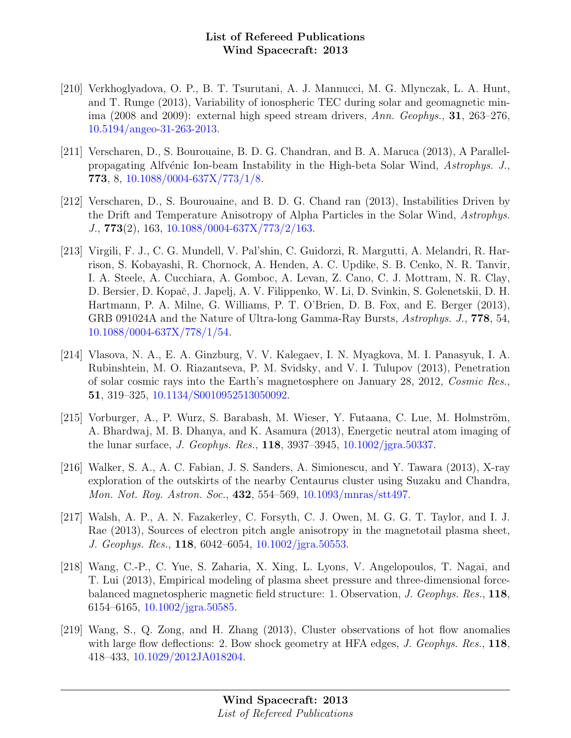[210] Verkhoglyadova, O. P., B. T. Tsurutani, A. J. Mannucci, M. G. Mlynczak, L. A. Hunt, and T. Runge (2013), Variability of ionospheric TEC during solar and geomagnetic minima (2008 and 2009): external high speed stream drivers, *Ann. Geophys.*, **31**, 263–276, 10.5194/angeo-31-263-2013.

[211] Verscharen, D., S. Bourouaine, B. D. G. Chandran, and B. A. Maruca (2013), A Parallel-propagating Alfvénic Ion-beam Instability in the High-beta Solar Wind, *Astrophys. J.*, **773**, 8, 10.1088/0004-637X/773/1/8.

[212] Verscharen, D., S. Bourouaine, and B. D. G. Chand ran (2013), Instabilities Driven by the Drift and Temperature Anisotropy of Alpha Particles in the Solar Wind, *Astrophys. J.*, **773**(2), 163, 10.1088/0004-637X/773/2/163.

[213] Virgili, F. J., C. G. Mundell, V. Pal'shin, C. Guidorzi, R. Margutti, A. Melandri, R. Harrison, S. Kobayashi, R. Chornock, A. Henden, A. C. Updike, S. B. Cenko, N. R. Tanvir, I. A. Steele, A. Cucchiara, A. Gomboc, A. Levan, Z. Cano, C. J. Mottram, N. R. Clay, D. Bersier, D. Kopač, J. Japelj, A. V. Filippenko, W. Li, D. Svinkin, S. Golenetskii, D. H. Hartmann, P. A. Milne, G. Williams, P. T. O'Brien, D. B. Fox, and E. Berger (2013), GRB 091024A and the Nature of Ultra-long Gamma-Ray Bursts, *Astrophys. J.*, **778**, 54, 10.1088/0004-637X/778/1/54.

[214] Vlasova, N. A., E. A. Ginzburg, V. V. Kalegaev, I. N. Myagkova, M. I. Panasyuk, I. A. Rubinshtein, M. O. Riazantseva, P. M. Svidsky, and V. I. Tulupov (2013), Penetration of solar cosmic rays into the Earth's magnetosphere on January 28, 2012, *Cosmic Res.*, **51**, 319–325, 10.1134/S0010952513050092.

[215] Vorburger, A., P. Wurz, S. Barabash, M. Wieser, Y. Futaana, C. Lue, M. Holmström, A. Bhardwaj, M. B. Dhanya, and K. Asamura (2013), Energetic neutral atom imaging of the lunar surface, *J. Geophys. Res.*, **118**, 3937–3945, 10.1002/jgra.50337.

[216] Walker, S. A., A. C. Fabian, J. S. Sanders, A. Simionescu, and Y. Tawara (2013), X-ray exploration of the outskirts of the nearby Centaurus cluster using Suzaku and Chandra, *Mon. Not. Roy. Astron. Soc.*, **432**, 554–569, 10.1093/mnras/stt497.

[217] Walsh, A. P., A. N. Fazakerley, C. Forsyth, C. J. Owen, M. G. G. T. Taylor, and I. J. Rae (2013), Sources of electron pitch angle anisotropy in the magnetotail plasma sheet, *J. Geophys. Res.*, **118**, 6042–6054, 10.1002/jgra.50553.

[218] Wang, C.-P., C. Yue, S. Zaharia, X. Xing, L. Lyons, V. Angelopoulos, T. Nagai, and T. Lui (2013), Empirical modeling of plasma sheet pressure and three-dimensional force-balanced magnetospheric magnetic field structure: 1. Observation, *J. Geophys. Res.*, **118**, 6154–6165, 10.1002/jgra.50585.

[219] Wang, S., Q. Zong, and H. Zhang (2013), Cluster observations of hot flow anomalies with large flow deflections: 2. Bow shock geometry at HFA edges, *J. Geophys. Res.*, **118**, 418–433, 10.1029/2012JA018204.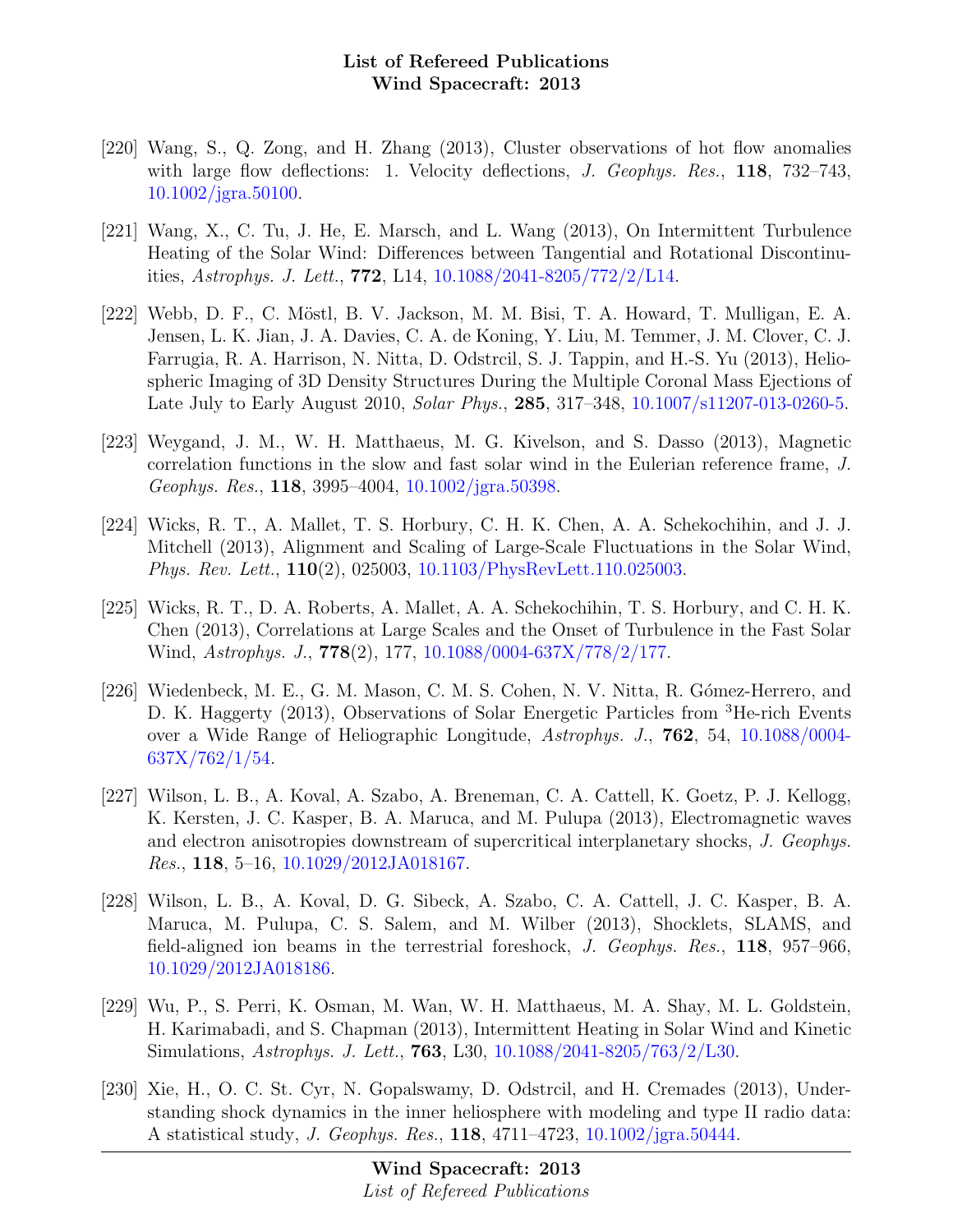[220] Wang, S., Q. Zong, and H. Zhang (2013), Cluster observations of hot flow anomalies with large flow deflections: 1. Velocity deflections, *J. Geophys. Res.*, **118**, 732–743, 10.1002/jgra.50100.

[221] Wang, X., C. Tu, J. He, E. Marsch, and L. Wang (2013), On Intermittent Turbulence Heating of the Solar Wind: Differences between Tangential and Rotational Discontinuities, *Astrophys. J. Lett.*, **772**, L14, 10.1088/2041-8205/772/2/L14.

[222] Webb, D. F., C. Möstl, B. V. Jackson, M. M. Bisi, T. A. Howard, T. Mulligan, E. A. Jensen, L. K. Jian, J. A. Davies, C. A. de Koning, Y. Liu, M. Temmer, J. M. Clover, C. J. Farrugia, R. A. Harrison, N. Nitta, D. Odstrcil, S. J. Tappin, and H.-S. Yu (2013), Heliospheric Imaging of 3D Density Structures During the Multiple Coronal Mass Ejections of Late July to Early August 2010, *Solar Phys.*, **285**, 317–348, 10.1007/s11207-013-0260-5.

[223] Weygand, J. M., W. H. Matthaeus, M. G. Kivelson, and S. Dasso (2013), Magnetic correlation functions in the slow and fast solar wind in the Eulerian reference frame, *J. Geophys. Res.*, **118**, 3995–4004, 10.1002/jgra.50398.

[224] Wicks, R. T., A. Mallet, T. S. Horbury, C. H. K. Chen, A. A. Schekochihin, and J. J. Mitchell (2013), Alignment and Scaling of Large-Scale Fluctuations in the Solar Wind, *Phys. Rev. Lett.*, **110**(2), 025003, 10.1103/PhysRevLett.110.025003.

[225] Wicks, R. T., D. A. Roberts, A. Mallet, A. A. Schekochihin, T. S. Horbury, and C. H. K. Chen (2013), Correlations at Large Scales and the Onset of Turbulence in the Fast Solar Wind, *Astrophys. J.*, **778**(2), 177, 10.1088/0004-637X/778/2/177.

[226] Wiedenbeck, M. E., G. M. Mason, C. M. S. Cohen, N. V. Nitta, R. Gómez-Herrero, and D. K. Haggerty (2013), Observations of Solar Energetic Particles from $^3$He-rich Events over a Wide Range of Heliographic Longitude, *Astrophys. J.*, **762**, 54, 10.1088/0004-637X/762/1/54.

[227] Wilson, L. B., A. Koval, A. Szabo, A. Breneman, C. A. Cattell, K. Goetz, P. J. Kellogg, K. Kersten, J. C. Kasper, B. A. Maruca, and M. Pulupa (2013), Electromagnetic waves and electron anisotropies downstream of supercritical interplanetary shocks, *J. Geophys. Res.*, **118**, 5–16, 10.1029/2012JA018167.

[228] Wilson, L. B., A. Koval, D. G. Sibeck, A. Szabo, C. A. Cattell, J. C. Kasper, B. A. Maruca, M. Pulupa, C. S. Salem, and M. Wilber (2013), Shocklets, SLAMS, and field-aligned ion beams in the terrestrial foreshock, *J. Geophys. Res.*, **118**, 957–966, 10.1029/2012JA018186.

[229] Wu, P., S. Perri, K. Osman, M. Wan, W. H. Matthaeus, M. A. Shay, M. L. Goldstein, H. Karimabadi, and S. Chapman (2013), Intermittent Heating in Solar Wind and Kinetic Simulations, *Astrophys. J. Lett.*, **763**, L30, 10.1088/2041-8205/763/2/L30.

[230] Xie, H., O. C. St. Cyr, N. Gopalswamy, D. Odstrcil, and H. Cremades (2013), Understanding shock dynamics in the inner heliosphere with modeling and type II radio data: A statistical study, *J. Geophys. Res.*, **118**, 4711–4723, 10.1002/jgra.50444.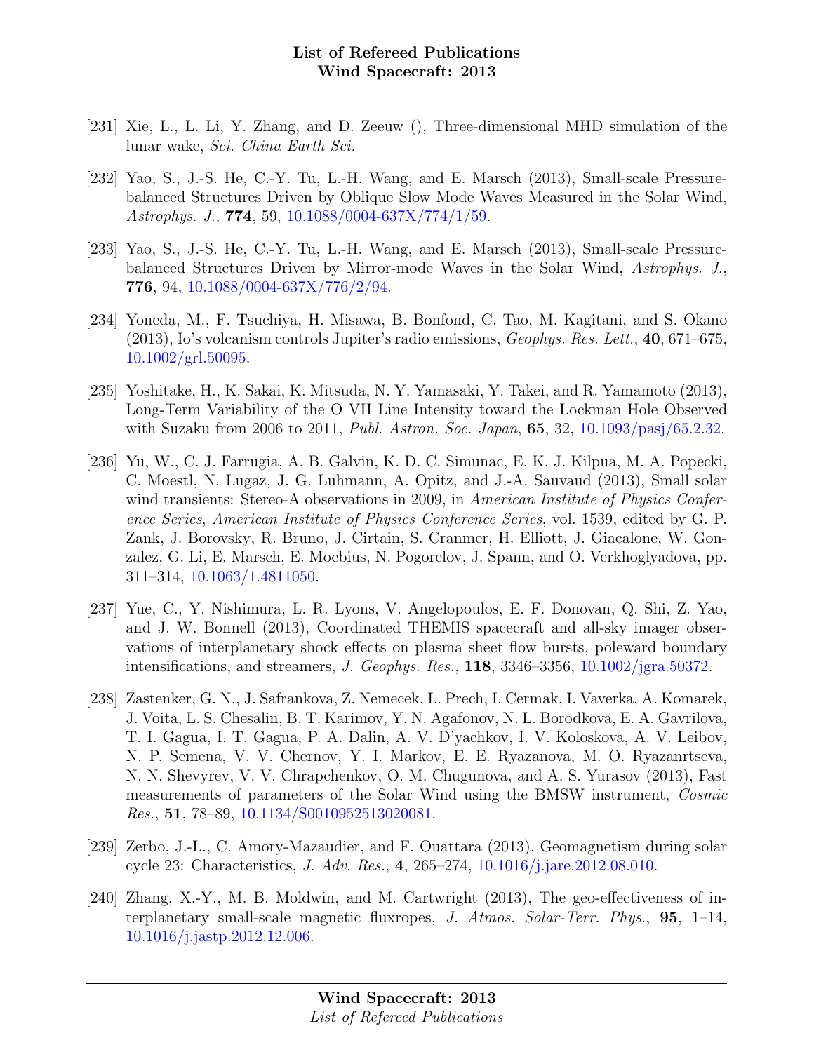[231] Xie, L., L. Li, Y. Zhang, and D. Zeeuw (), Three-dimensional MHD simulation of the lunar wake, *Sci. China Earth Sci.*

[232] Yao, S., J.-S. He, C.-Y. Tu, L.-H. Wang, and E. Marsch (2013), Small-scale Pressure-balanced Structures Driven by Oblique Slow Mode Waves Measured in the Solar Wind, *Astrophys. J.*, **774**, 59, 10.1088/0004-637X/774/1/59.

[233] Yao, S., J.-S. He, C.-Y. Tu, L.-H. Wang, and E. Marsch (2013), Small-scale Pressure-balanced Structures Driven by Mirror-mode Waves in the Solar Wind, *Astrophys. J.*, **776**, 94, 10.1088/0004-637X/776/2/94.

[234] Yoneda, M., F. Tsuchiya, H. Misawa, B. Bonfond, C. Tao, M. Kagitani, and S. Okano (2013), Io's volcanism controls Jupiter's radio emissions, *Geophys. Res. Lett.*, **40**, 671–675, 10.1002/grl.50095.

[235] Yoshitake, H., K. Sakai, K. Mitsuda, N. Y. Yamasaki, Y. Takei, and R. Yamamoto (2013), Long-Term Variability of the O VII Line Intensity toward the Lockman Hole Observed with Suzaku from 2006 to 2011, *Publ. Astron. Soc. Japan*, **65**, 32, 10.1093/pasj/65.2.32.

[236] Yu, W., C. J. Farrugia, A. B. Galvin, K. D. C. Simunac, E. K. J. Kilpua, M. A. Popecki, C. Moestl, N. Lugaz, J. G. Luhmann, A. Opitz, and J.-A. Sauvaud (2013), Small solar wind transients: Stereo-A observations in 2009, in *American Institute of Physics Conference Series*, *American Institute of Physics Conference Series*, vol. 1539, edited by G. P. Zank, J. Borovsky, R. Bruno, J. Cirtain, S. Cranmer, H. Elliott, J. Giacalone, W. Gonzalez, G. Li, E. Marsch, E. Moebius, N. Pogorelov, J. Spann, and O. Verkhoglyadova, pp. 311–314, 10.1063/1.4811050.

[237] Yue, C., Y. Nishimura, L. R. Lyons, V. Angelopoulos, E. F. Donovan, Q. Shi, Z. Yao, and J. W. Bonnell (2013), Coordinated THEMIS spacecraft and all-sky imager observations of interplanetary shock effects on plasma sheet flow bursts, poleward boundary intensifications, and streamers, *J. Geophys. Res.*, **118**, 3346–3356, 10.1002/jgra.50372.

[238] Zastenker, G. N., J. Safrankova, Z. Nemecek, L. Prech, I. Cermak, I. Vaverka, A. Komarek, J. Voita, L. S. Chesalin, B. T. Karimov, Y. N. Agafonov, N. L. Borodkova, E. A. Gavrilova, T. I. Gagua, I. T. Gagua, P. A. Dalin, A. V. D'yachkov, I. V. Koloskova, A. V. Leibov, N. P. Semena, V. V. Chernov, Y. I. Markov, E. E. Ryazanova, M. O. Ryazanrtseva, N. N. Shevyrev, V. V. Chrapchenkov, O. M. Chugunova, and A. S. Yurasov (2013), Fast measurements of parameters of the Solar Wind using the BMSW instrument, *Cosmic Res.*, **51**, 78–89, 10.1134/S0010952513020081.

[239] Zerbo, J.-L., C. Amory-Mazaudier, and F. Ouattara (2013), Geomagnetism during solar cycle 23: Characteristics, *J. Adv. Res.*, **4**, 265–274, 10.1016/j.jare.2012.08.010.

[240] Zhang, X.-Y., M. B. Moldwin, and M. Cartwright (2013), The geo-effectiveness of interplanetary small-scale magnetic fluxropes, *J. Atmos. Solar-Terr. Phys.*, **95**, 1–14, 10.1016/j.jastp.2012.12.006.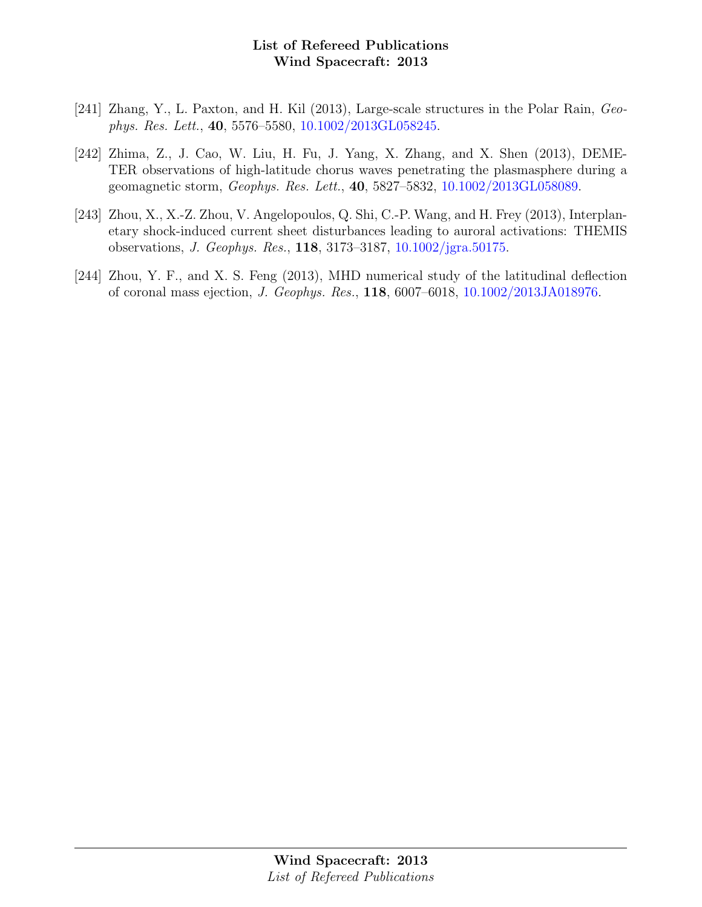[241] Zhang, Y., L. Paxton, and H. Kil (2013), Large-scale structures in the Polar Rain, *Geophys. Res. Lett.*, **40**, 5576–5580, 10.1002/2013GL058245.

[242] Zhima, Z., J. Cao, W. Liu, H. Fu, J. Yang, X. Zhang, and X. Shen (2013), DEMETER observations of high-latitude chorus waves penetrating the plasmasphere during a geomagnetic storm, *Geophys. Res. Lett.*, **40**, 5827–5832, 10.1002/2013GL058089.

[243] Zhou, X., X.-Z. Zhou, V. Angelopoulos, Q. Shi, C.-P. Wang, and H. Frey (2013), Interplanetary shock-induced current sheet disturbances leading to auroral activations: THEMIS observations, *J. Geophys. Res.*, **118**, 3173–3187, 10.1002/jgra.50175.

[244] Zhou, Y. F., and X. S. Feng (2013), MHD numerical study of the latitudinal deflection of coronal mass ejection, *J. Geophys. Res.*, **118**, 6007–6018, 10.1002/2013JA018976.